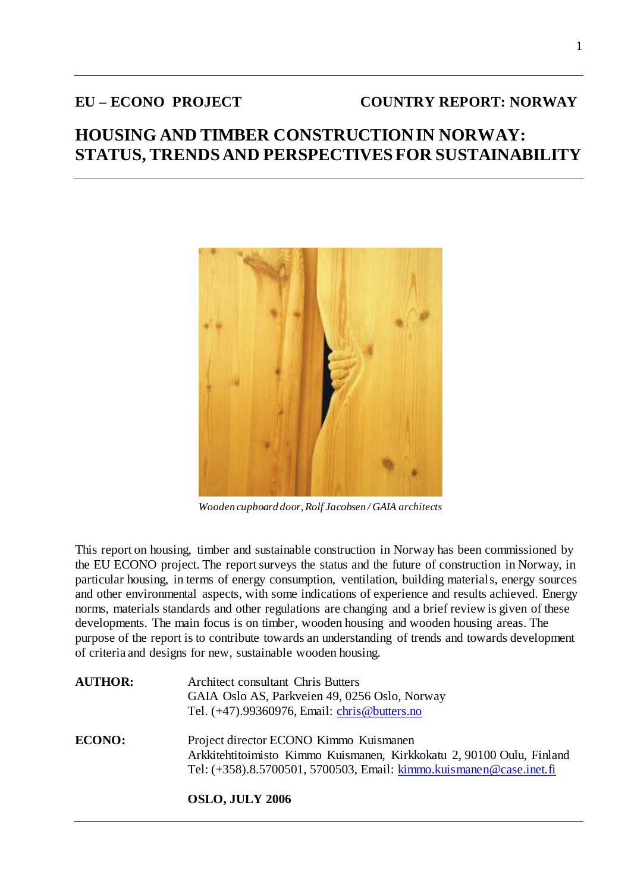**EU – ECONO PROJECT** **COUNTRY REPORT: NORWAY**

# HOUSING AND TIMBER CONSTRUCTION IN NORWAY: STATUS, TRENDS AND PERSPECTIVES FOR SUSTAINABILITY

*Wooden cupboard door, Rolf Jacobsen / GAIA architects*

This report on housing, timber and sustainable construction in Norway has been commissioned by the EU ECONO project. The report surveys the status and the future of construction in Norway, in particular housing, in terms of energy consumption, ventilation, building materials, energy sources and other environmental aspects, with some indications of experience and results achieved. Energy norms, materials standards and other regulations are changing and a brief review is given of these developments. The main focus is on timber, wooden housing and wooden housing areas. The purpose of the report is to contribute towards an understanding of trends and towards development of criteria and designs for new, sustainable wooden housing.

**AUTHOR:** Architect consultant Chris Butters
GAIA Oslo AS, Parkveien 49, 0256 Oslo, Norway
Tel. (+47).99360976, Email: chris@butters.no

**ECONO:** Project director ECONO Kimmo Kuismanen
Arkkitehtitoimisto Kimmo Kuismanen, Kirkkokatu 2, 90100 Oulu, Finland
Tel: (+358).8.5700501, 5700503, Email: kimmo.kuismanen@case.inet.fi

**OSLO, JULY 2006**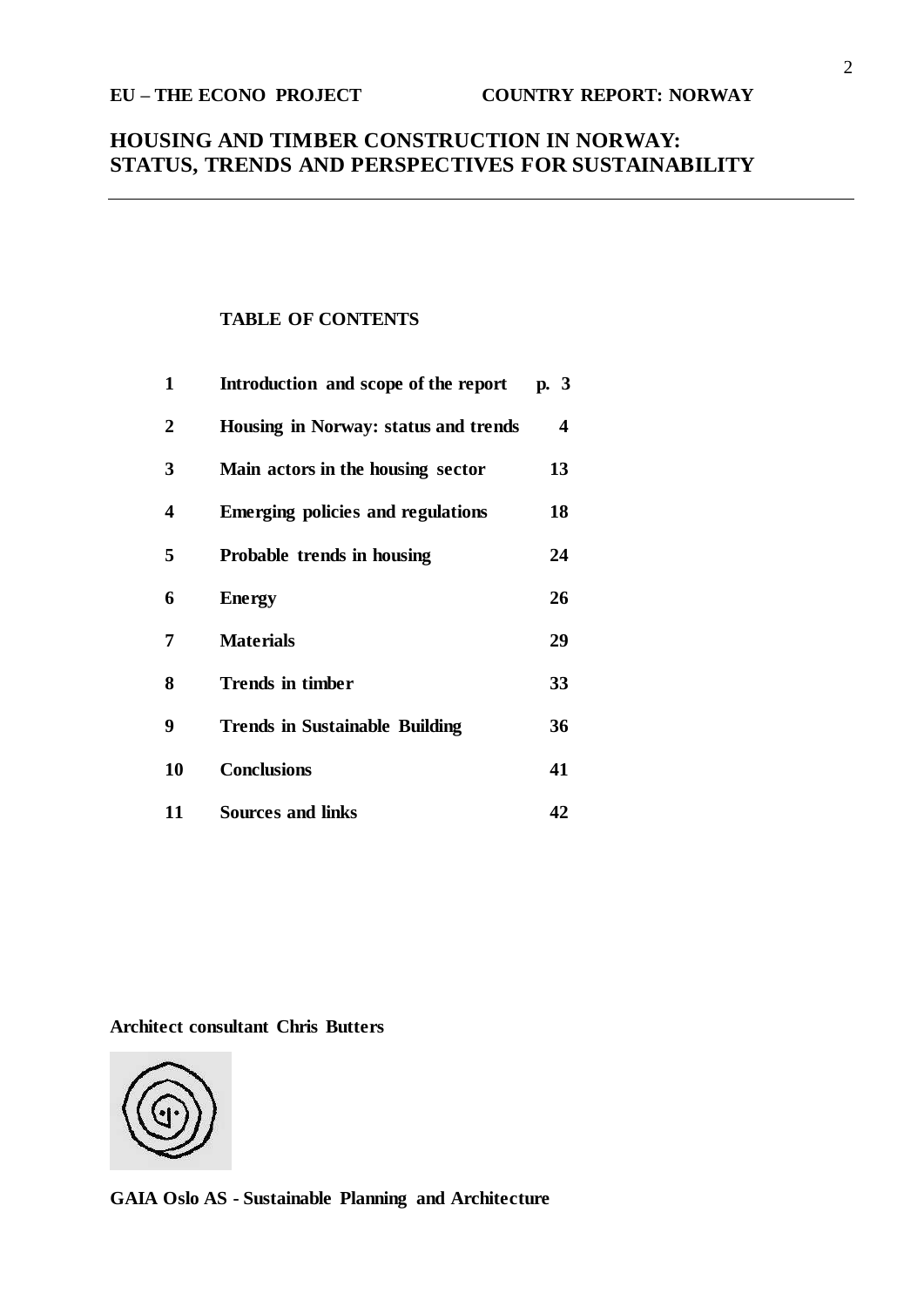**EU – THE ECONO PROJECT** **COUNTRY REPORT: NORWAY**

# HOUSING AND TIMBER CONSTRUCTION IN NORWAY: STATUS, TRENDS AND PERSPECTIVES FOR SUSTAINABILITY

## TABLE OF CONTENTS

| | | |
|---|---|---|
| **1** | **Introduction and scope of the report** | **p. 3** |
| **2** | **Housing in Norway: status and trends** | **4** |
| **3** | **Main actors in the housing sector** | **13** |
| **4** | **Emerging policies and regulations** | **18** |
| **5** | **Probable trends in housing** | **24** |
| **6** | **Energy** | **26** |
| **7** | **Materials** | **29** |
| **8** | **Trends in timber** | **33** |
| **9** | **Trends in Sustainable Building** | **36** |
| **10** | **Conclusions** | **41** |
| **11** | **Sources and links** | **42** |

**Architect consultant Chris Butters**

**GAIA Oslo AS - Sustainable Planning and Architecture**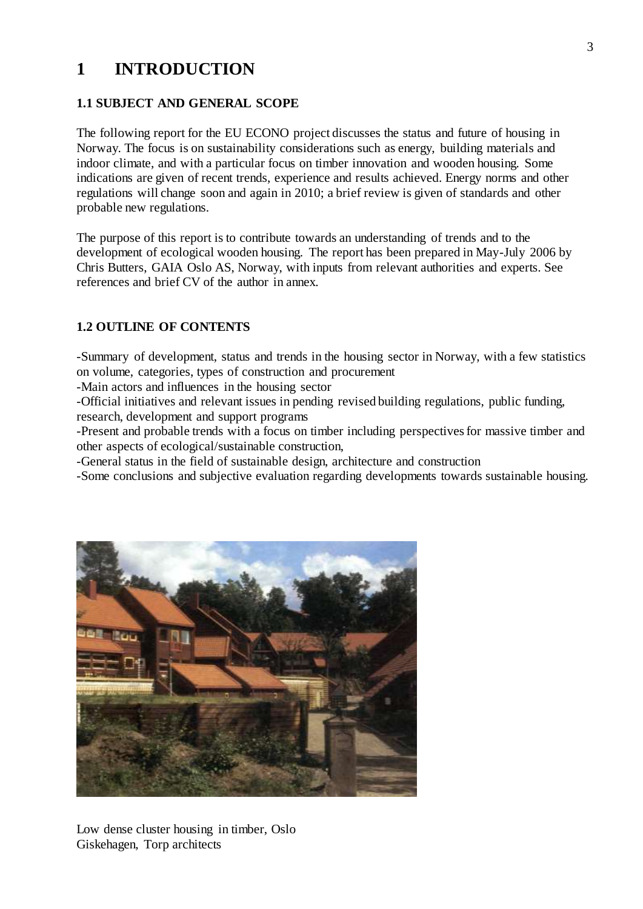# 1 INTRODUCTION

## 1.1 SUBJECT AND GENERAL SCOPE

The following report for the EU ECONO project discusses the status and future of housing in Norway. The focus is on sustainability considerations such as energy, building materials and indoor climate, and with a particular focus on timber innovation and wooden housing. Some indications are given of recent trends, experience and results achieved. Energy norms and other regulations will change soon and again in 2010; a brief review is given of standards and other probable new regulations.

The purpose of this report is to contribute towards an understanding of trends and to the development of ecological wooden housing. The report has been prepared in May-July 2006 by Chris Butters, GAIA Oslo AS, Norway, with inputs from relevant authorities and experts. See references and brief CV of the author in annex.

## 1.2 OUTLINE OF CONTENTS

-Summary of development, status and trends in the housing sector in Norway, with a few statistics on volume, categories, types of construction and procurement
-Main actors and influences in the housing sector
-Official initiatives and relevant issues in pending revised building regulations, public funding, research, development and support programs
-Present and probable trends with a focus on timber including perspectives for massive timber and other aspects of ecological/sustainable construction,
-General status in the field of sustainable design, architecture and construction
-Some conclusions and subjective evaluation regarding developments towards sustainable housing.

Low dense cluster housing in timber, Oslo
Giskehagen, Torp architects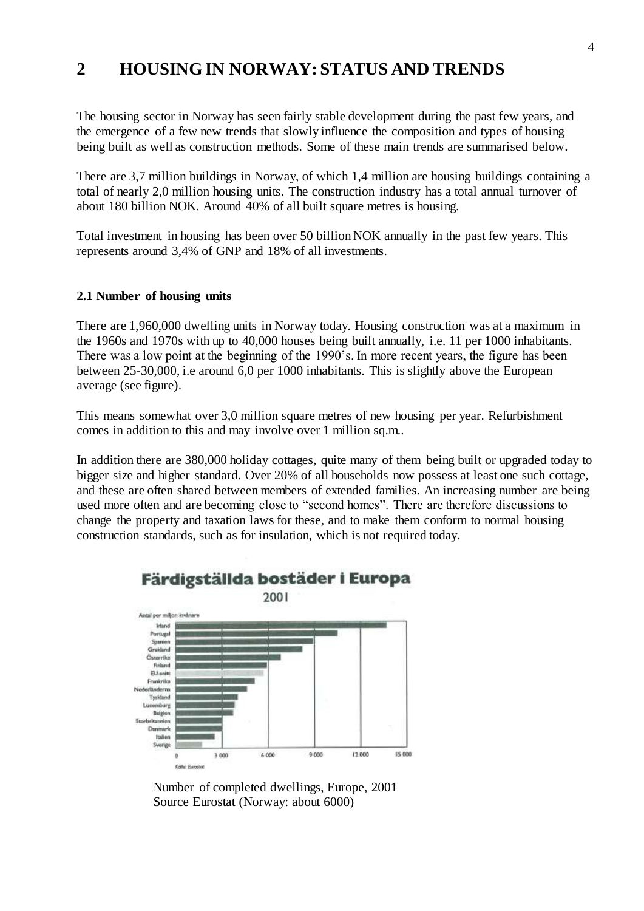# 2 HOUSING IN NORWAY: STATUS AND TRENDS

The housing sector in Norway has seen fairly stable development during the past few years, and the emergence of a few new trends that slowly influence the composition and types of housing being built as well as construction methods. Some of these main trends are summarised below.

There are 3,7 million buildings in Norway, of which 1,4 million are housing buildings containing a total of nearly 2,0 million housing units. The construction industry has a total annual turnover of about 180 billion NOK. Around 40% of all built square metres is housing.

Total investment in housing has been over 50 billion NOK annually in the past few years. This represents around 3,4% of GNP and 18% of all investments.

### 2.1 Number of housing units

There are 1,960,000 dwelling units in Norway today. Housing construction was at a maximum in the 1960s and 1970s with up to 40,000 houses being built annually, i.e. 11 per 1000 inhabitants. There was a low point at the beginning of the 1990's. In more recent years, the figure has been between 25-30,000, i.e around 6,0 per 1000 inhabitants. This is slightly above the European average (see figure).

This means somewhat over 3,0 million square metres of new housing per year. Refurbishment comes in addition to this and may involve over 1 million sq.m..

In addition there are 380,000 holiday cottages, quite many of them being built or upgraded today to bigger size and higher standard. Over 20% of all households now possess at least one such cottage, and these are often shared between members of extended families. An increasing number are being used more often and are becoming close to "second homes". There are therefore discussions to change the property and taxation laws for these, and to make them conform to normal housing construction standards, such as for insulation, which is not required today.

**Färdigställda bostäder i Europa**

2001

Antal per miljon invånare

Irland, Portugal, Spanien, Grekland, Österrike, Finland, EU-snitt, Frankrike, Nederländerna, Tyskland, Luxemburg, Belgien, Storbritannien, Danmark, Italien, Sverige

0 — 3 000 — 6 000 — 9 000 — 12 000 — 15 000

Källa: Eurostat

Number of completed dwellings, Europe, 2001
Source Eurostat (Norway: about 6000)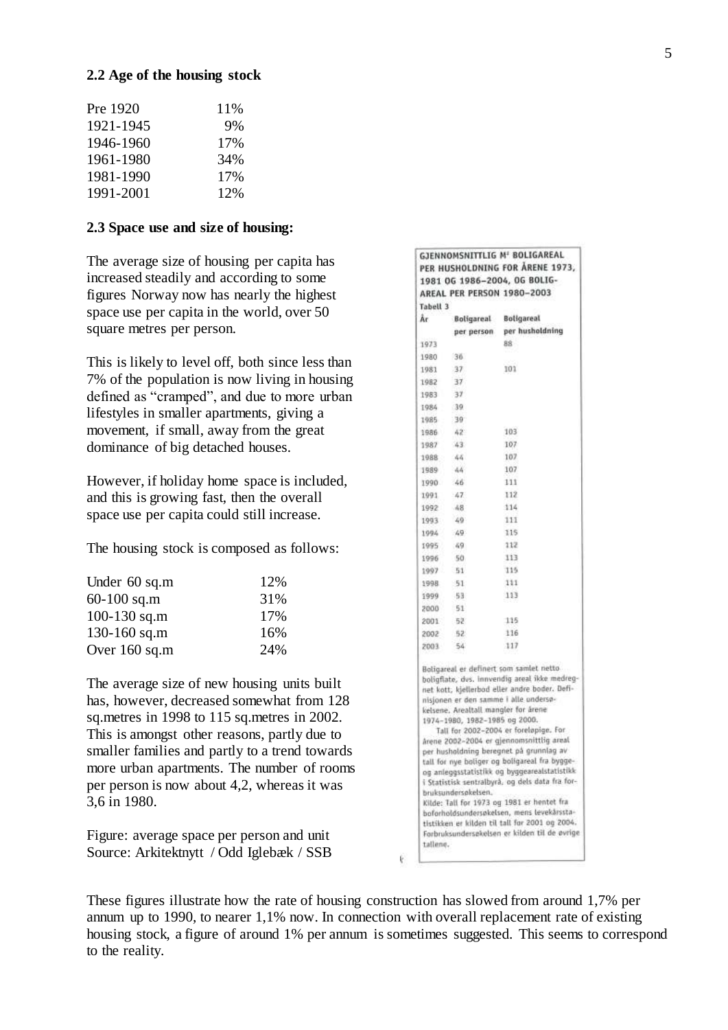## 2.2 Age of the housing stock

| | |
|---|---|
| Pre 1920 | 11% |
| 1921-1945 | 9% |
| 1946-1960 | 17% |
| 1961-1980 | 34% |
| 1981-1990 | 17% |
| 1991-2001 | 12% |

## 2.3 Space use and size of housing:

The average size of housing per capita has increased steadily and according to some figures Norway now has nearly the highest space use per capita in the world, over 50 square metres per person.

This is likely to level off, both since less than 7% of the population is now living in housing defined as "cramped", and due to more urban lifestyles in smaller apartments, giving a movement, if small, away from the great dominance of big detached houses.

However, if holiday home space is included, and this is growing fast, then the overall space use per capita could still increase.

The housing stock is composed as follows:

| | |
|---|---|
| Under 60 sq.m | 12% |
| 60-100 sq.m | 31% |
| 100-130 sq.m | 17% |
| 130-160 sq.m | 16% |
| Over 160 sq.m | 24% |

The average size of new housing units built has, however, decreased somewhat from 128 sq.metres in 1998 to 115 sq.metres in 2002. This is amongst other reasons, partly due to smaller families and partly to a trend towards more urban apartments. The number of rooms per person is now about 4,2, whereas it was 3,6 in 1980.

**GJENNOMSNITTLIG M² BOLIGAREAL PER HUSHOLDNING FOR ÅRENE 1973, 1981 OG 1986–2004, OG BOLIGAREAL PER PERSON 1980–2003**

Tabell 3

| År | Boligareal per person | Boligareal per husholdning |
|---|---|---|
| 1973 | | 88 |
| 1980 | 36 | |
| 1981 | 37 | 101 |
| 1982 | 37 | |
| 1983 | 37 | |
| 1984 | 39 | |
| 1985 | 39 | |
| 1986 | 42 | 103 |
| 1987 | 43 | 107 |
| 1988 | 44 | 107 |
| 1989 | 44 | 107 |
| 1990 | 46 | 111 |
| 1991 | 47 | 112 |
| 1992 | 48 | 114 |
| 1993 | 49 | 111 |
| 1994 | 49 | 115 |
| 1995 | 49 | 112 |
| 1996 | 50 | 113 |
| 1997 | 51 | 115 |
| 1998 | 51 | 111 |
| 1999 | 53 | 113 |
| 2000 | 51 | |
| 2001 | 52 | 115 |
| 2002 | 52 | 116 |
| 2003 | 54 | 117 |

Boligareal er definert som samlet netto boligflate, dvs. innvendig areal ikke medregnet kott, kjellerbod eller andre boder. Definisjonen er den samme i alle undersøkelsene. Arealtall mangler for årene 1974–1980, 1982–1985 og 2000.

Tall for 2002–2004 er foreløpige. For årene 2002–2004 er gjennomsnittlig areal per husholdning beregnet på grunnlag av tall for nye boliger og boligareal fra bygge- og anleggsstatistikk og byggearealstatistikk i Statistisk sentralbyrå, og dels data fra forbruksundersøkelsen.

Kilde: Tall for 1973 og 1981 er hentet fra boforholdsundersøkelsen, mens levekårsstatistikken er kilden til tall for 2001 og 2004. Forbruksundersøkelsen er kilden til de øvrige tallene.

Figure: average space per person and unit
Source: Arkitektnytt / Odd Iglebæk / SSB

These figures illustrate how the rate of housing construction has slowed from around 1,7% per annum up to 1990, to nearer 1,1% now. In connection with overall replacement rate of existing housing stock, a figure of around 1% per annum is sometimes suggested. This seems to correspond to the reality.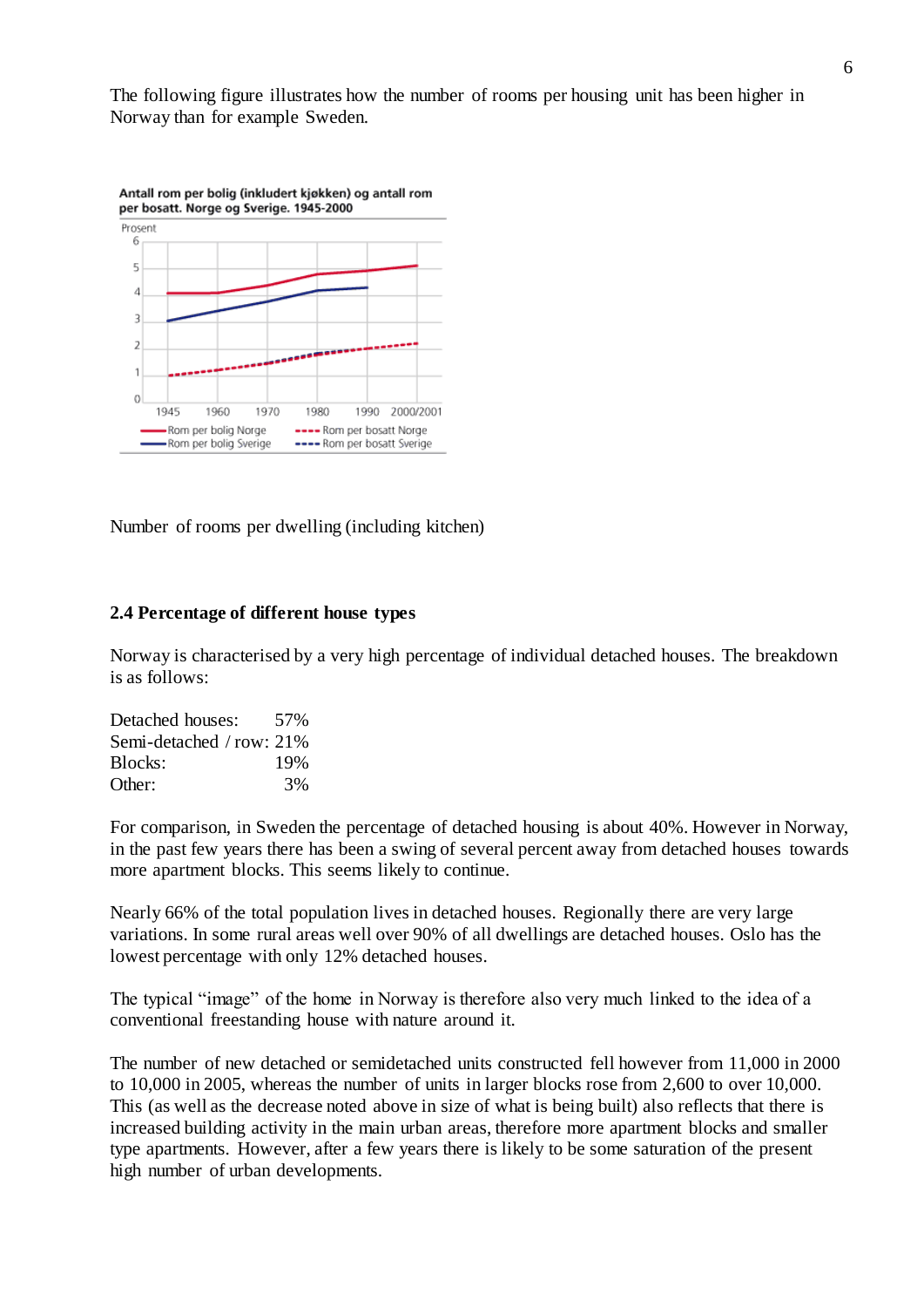The following figure illustrates how the number of rooms per housing unit has been higher in Norway than for example Sweden.

Antall rom per bolig (inkludert kjøkken) og antall rom per bosatt. Norge og Sverige. 1945-2000

Number of rooms per dwelling (including kitchen)

### 2.4 Percentage of different house types

Norway is characterised by a very high percentage of individual detached houses. The breakdown is as follows:

Detached houses: 57%
Semi-detached / row: 21%
Blocks: 19%
Other: 3%

For comparison, in Sweden the percentage of detached housing is about 40%. However in Norway, in the past few years there has been a swing of several percent away from detached houses towards more apartment blocks. This seems likely to continue.

Nearly 66% of the total population lives in detached houses. Regionally there are very large variations. In some rural areas well over 90% of all dwellings are detached houses. Oslo has the lowest percentage with only 12% detached houses.

The typical "image" of the home in Norway is therefore also very much linked to the idea of a conventional freestanding house with nature around it.

The number of new detached or semidetached units constructed fell however from 11,000 in 2000 to 10,000 in 2005, whereas the number of units in larger blocks rose from 2,600 to over 10,000. This (as well as the decrease noted above in size of what is being built) also reflects that there is increased building activity in the main urban areas, therefore more apartment blocks and smaller type apartments. However, after a few years there is likely to be some saturation of the present high number of urban developments.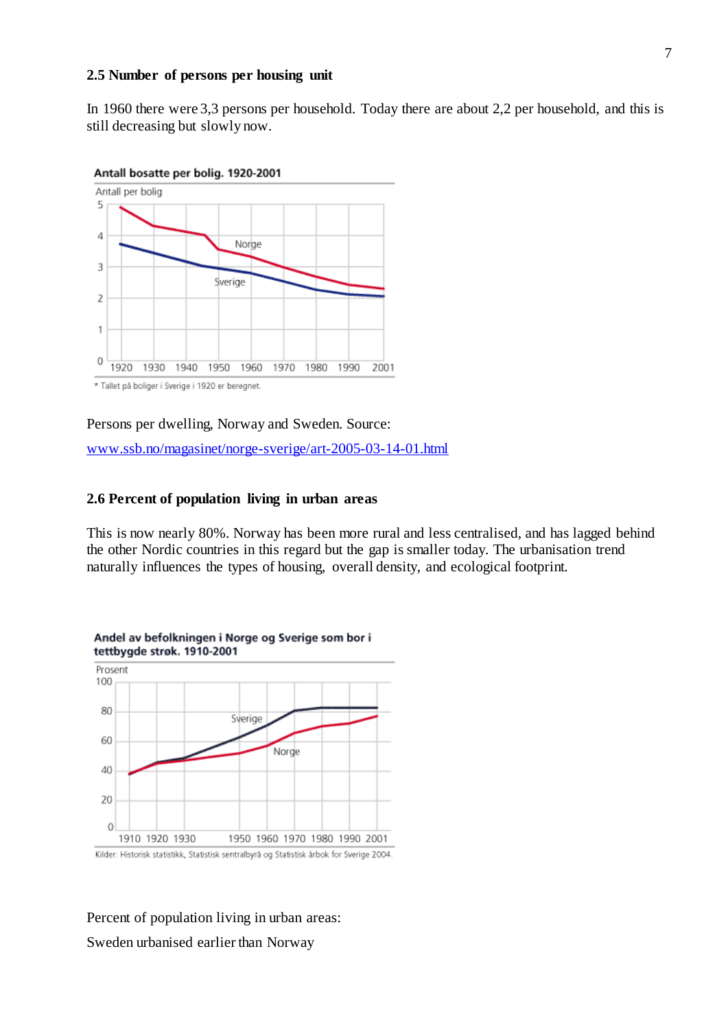### 2.5 Number of persons per housing unit

In 1960 there were 3,3 persons per household. Today there are about 2,2 per household, and this is still decreasing but slowly now.

**Antall bosatte per bolig. 1920-2001**

Antall per bolig

\* Tallet på boliger i Sverige i 1920 er beregnet.

Persons per dwelling, Norway and Sweden. Source:

[www.ssb.no/magasinet/norge-sverige/art-2005-03-14-01.html](www.ssb.no/magasinet/norge-sverige/art-2005-03-14-01.html)

### 2.6 Percent of population living in urban areas

This is now nearly 80%. Norway has been more rural and less centralised, and has lagged behind the other Nordic countries in this regard but the gap is smaller today. The urbanisation trend naturally influences the types of housing, overall density, and ecological footprint.

**Andel av befolkningen i Norge og Sverige som bor i tettbygde strøk. 1910-2001**

Prosent

Kilder: Historisk statistikk, Statistisk sentralbyrå og Statistisk årbok for Sverige 2004.

Percent of population living in urban areas:

Sweden urbanised earlier than Norway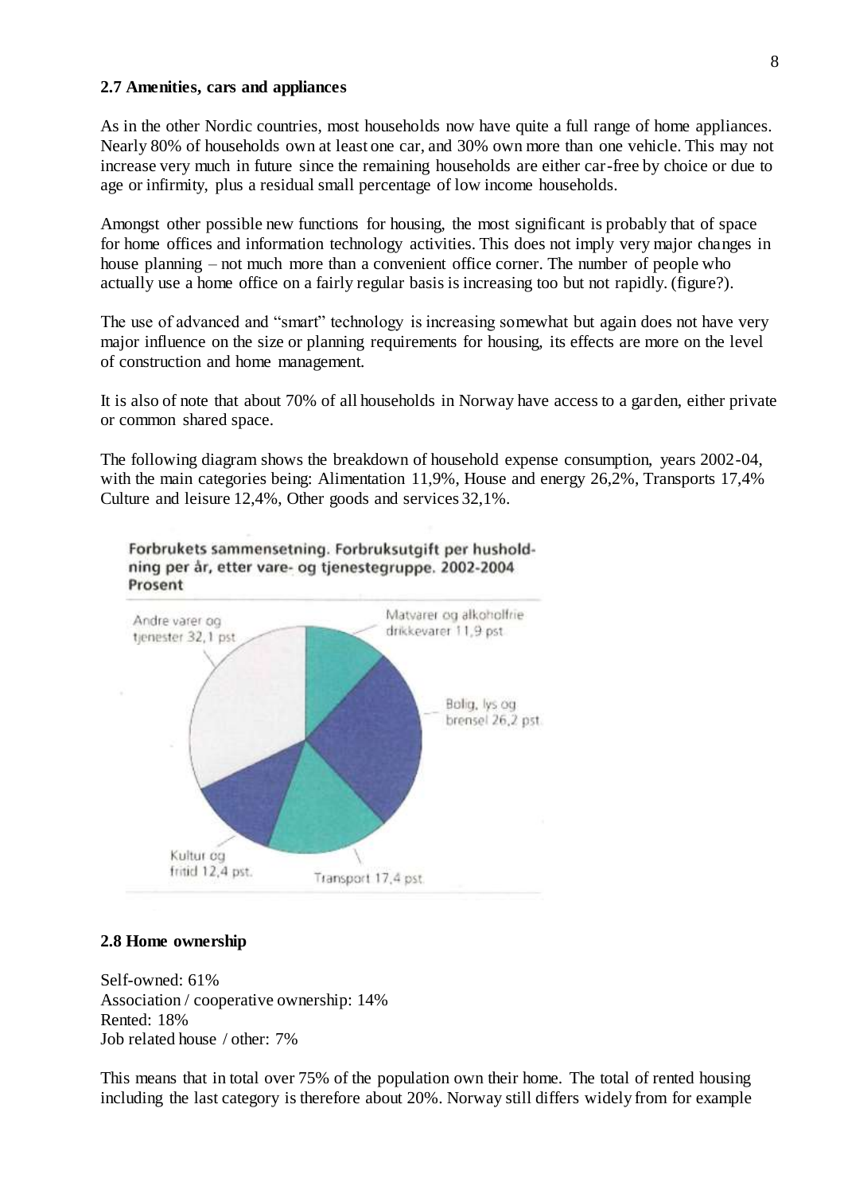## 2.7 Amenities, cars and appliances

As in the other Nordic countries, most households now have quite a full range of home appliances. Nearly 80% of households own at least one car, and 30% own more than one vehicle. This may not increase very much in future since the remaining households are either car-free by choice or due to age or infirmity, plus a residual small percentage of low income households.

Amongst other possible new functions for housing, the most significant is probably that of space for home offices and information technology activities. This does not imply very major changes in house planning – not much more than a convenient office corner. The number of people who actually use a home office on a fairly regular basis is increasing too but not rapidly. (figure?).

The use of advanced and "smart" technology is increasing somewhat but again does not have very major influence on the size or planning requirements for housing, its effects are more on the level of construction and home management.

It is also of note that about 70% of all households in Norway have access to a garden, either private or common shared space.

The following diagram shows the breakdown of household expense consumption, years 2002-04, with the main categories being: Alimentation 11,9%, House and energy 26,2%, Transports 17,4% Culture and leisure 12,4%, Other goods and services 32,1%.

**Forbrukets sammensetning. Forbruksutgift per husholdning per år, etter vare- og tjenestegruppe. 2002-2004 Prosent**

Matvarer og alkoholfrie drikkevarer 11,9 pst.
Bolig, lys og brensel 26,2 pst.
Transport 17,4 pst.
Kultur og fritid 12,4 pst.
Andre varer og tjenester 32,1 pst.

## 2.8 Home ownership

Self-owned: 61%
Association / cooperative ownership: 14%
Rented: 18%
Job related house / other: 7%

This means that in total over 75% of the population own their home. The total of rented housing including the last category is therefore about 20%. Norway still differs widely from for example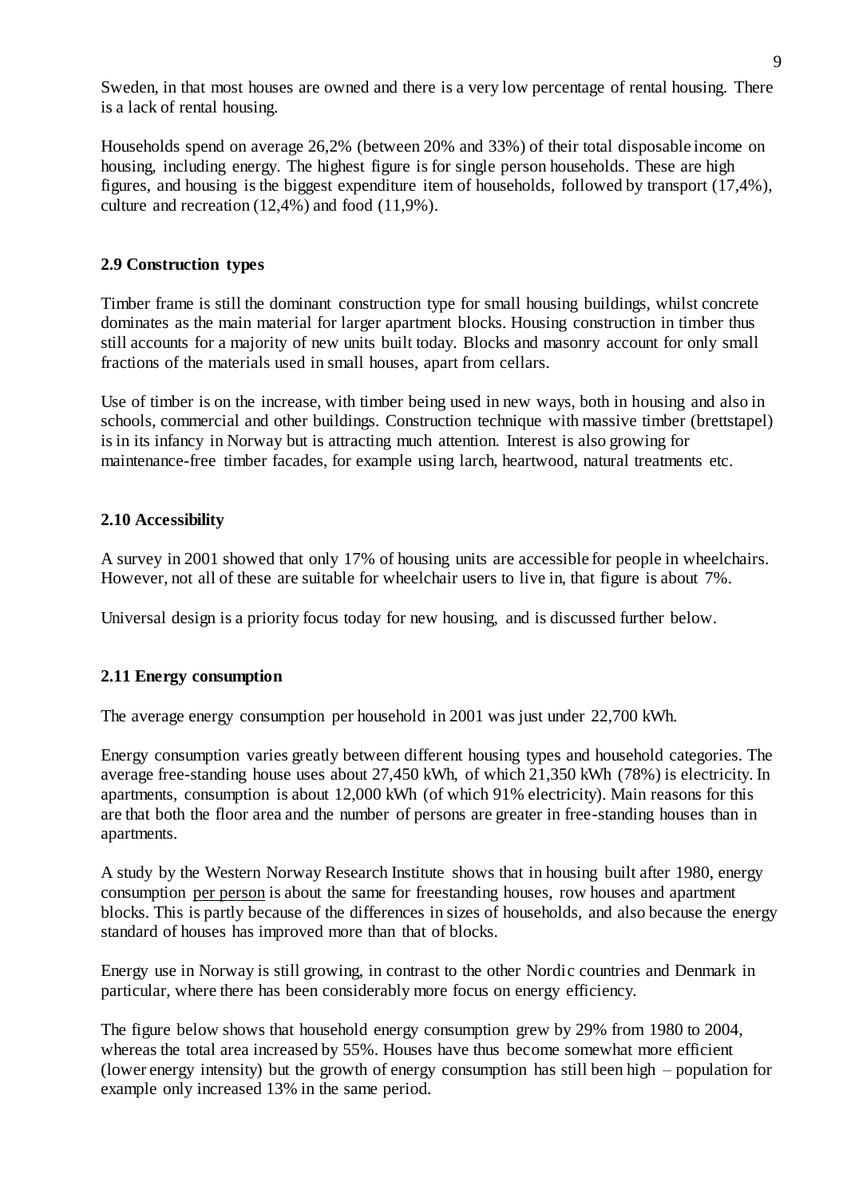Sweden, in that most houses are owned and there is a very low percentage of rental housing. There is a lack of rental housing.

Households spend on average 26,2% (between 20% and 33%) of their total disposable income on housing, including energy. The highest figure is for single person households. These are high figures, and housing is the biggest expenditure item of households, followed by transport (17,4%), culture and recreation (12,4%) and food (11,9%).

### 2.9 Construction types

Timber frame is still the dominant construction type for small housing buildings, whilst concrete dominates as the main material for larger apartment blocks. Housing construction in timber thus still accounts for a majority of new units built today. Blocks and masonry account for only small fractions of the materials used in small houses, apart from cellars.

Use of timber is on the increase, with timber being used in new ways, both in housing and also in schools, commercial and other buildings. Construction technique with massive timber (brettstapel) is in its infancy in Norway but is attracting much attention. Interest is also growing for maintenance-free timber facades, for example using larch, heartwood, natural treatments etc.

### 2.10 Accessibility

A survey in 2001 showed that only 17% of housing units are accessible for people in wheelchairs. However, not all of these are suitable for wheelchair users to live in, that figure is about 7%.

Universal design is a priority focus today for new housing, and is discussed further below.

### 2.11 Energy consumption

The average energy consumption per household in 2001 was just under 22,700 kWh.

Energy consumption varies greatly between different housing types and household categories. The average free-standing house uses about 27,450 kWh, of which 21,350 kWh (78%) is electricity. In apartments, consumption is about 12,000 kWh (of which 91% electricity). Main reasons for this are that both the floor area and the number of persons are greater in free-standing houses than in apartments.

A study by the Western Norway Research Institute shows that in housing built after 1980, energy consumption <u>per person</u> is about the same for freestanding houses, row houses and apartment blocks. This is partly because of the differences in sizes of households, and also because the energy standard of houses has improved more than that of blocks.

Energy use in Norway is still growing, in contrast to the other Nordic countries and Denmark in particular, where there has been considerably more focus on energy efficiency.

The figure below shows that household energy consumption grew by 29% from 1980 to 2004, whereas the total area increased by 55%. Houses have thus become somewhat more efficient (lower energy intensity) but the growth of energy consumption has still been high – population for example only increased 13% in the same period.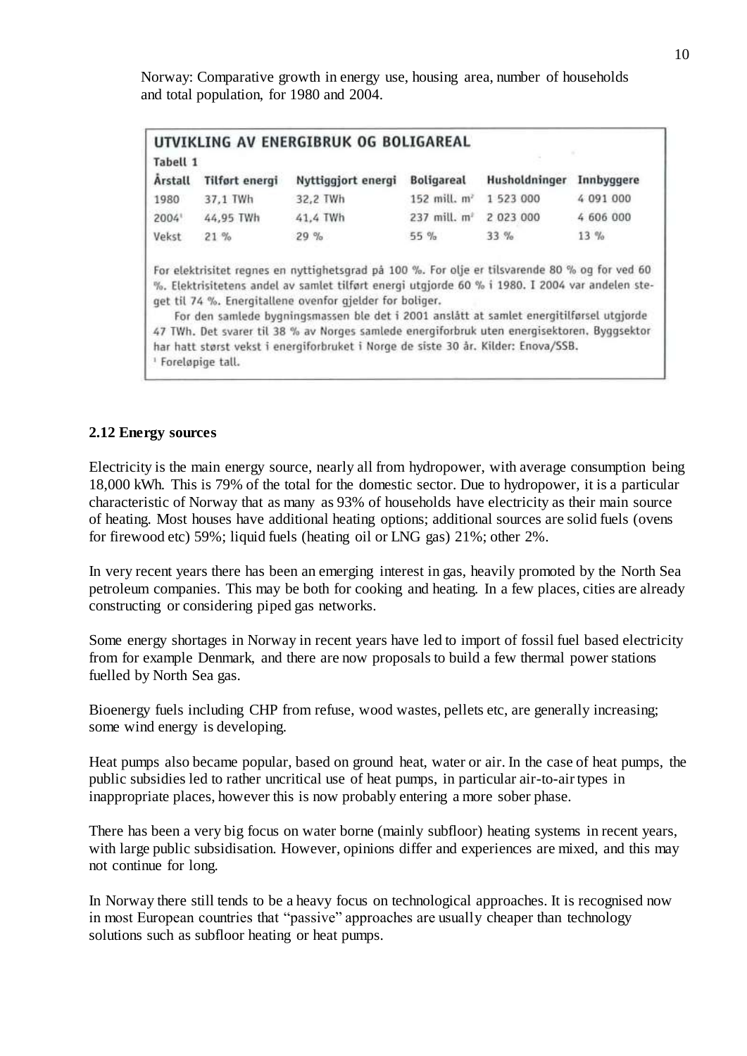Norway: Comparative growth in energy use, housing area, number of households and total population, for 1980 and 2004.

**UTVIKLING AV ENERGIBRUK OG BOLIGAREAL**

Tabell 1

| Årstall | Tilført energi | Nyttiggjort energi | Boligareal | Husholdninger | Innbyggere |
|---|---|---|---|---|---|
| 1980 | 37,1 TWh | 32,2 TWh | 152 mill. $m^2$ | 1 523 000 | 4 091 000 |
| 2004[1] | 44,95 TWh | 41,4 TWh | 237 mill. $m^2$ | 2 023 000 | 4 606 000 |
| Vekst | 21 % | 29 % | 55 % | 33 % | 13 % |

For elektrisitet regnes en nyttighetsgrad på 100 %. For olje er tilsvarende 80 % og for ved 60 %. Elektrisitetens andel av samlet tilført energi utgjorde 60 % i 1980. I 2004 var andelen steget til 74 %. Energitallene ovenfor gjelder for boliger.

For den samlede bygningsmassen ble det i 2001 anslått at samlet energitilførsel utgjorde 47 TWh. Det svarer til 38 % av Norges samlede energiforbruk uten energisektoren. Byggsektor har hatt størst vekst i energiforbruket i Norge de siste 30 år. Kilder: Enova/SSB.

[1] Foreløpige tall.

### 2.12 Energy sources

Electricity is the main energy source, nearly all from hydropower, with average consumption being 18,000 kWh. This is 79% of the total for the domestic sector. Due to hydropower, it is a particular characteristic of Norway that as many as 93% of households have electricity as their main source of heating. Most houses have additional heating options; additional sources are solid fuels (ovens for firewood etc) 59%; liquid fuels (heating oil or LNG gas) 21%; other 2%.

In very recent years there has been an emerging interest in gas, heavily promoted by the North Sea petroleum companies. This may be both for cooking and heating. In a few places, cities are already constructing or considering piped gas networks.

Some energy shortages in Norway in recent years have led to import of fossil fuel based electricity from for example Denmark, and there are now proposals to build a few thermal power stations fuelled by North Sea gas.

Bioenergy fuels including CHP from refuse, wood wastes, pellets etc, are generally increasing; some wind energy is developing.

Heat pumps also became popular, based on ground heat, water or air. In the case of heat pumps, the public subsidies led to rather uncritical use of heat pumps, in particular air-to-air types in inappropriate places, however this is now probably entering a more sober phase.

There has been a very big focus on water borne (mainly subfloor) heating systems in recent years, with large public subsidisation. However, opinions differ and experiences are mixed, and this may not continue for long.

In Norway there still tends to be a heavy focus on technological approaches. It is recognised now in most European countries that "passive" approaches are usually cheaper than technology solutions such as subfloor heating or heat pumps.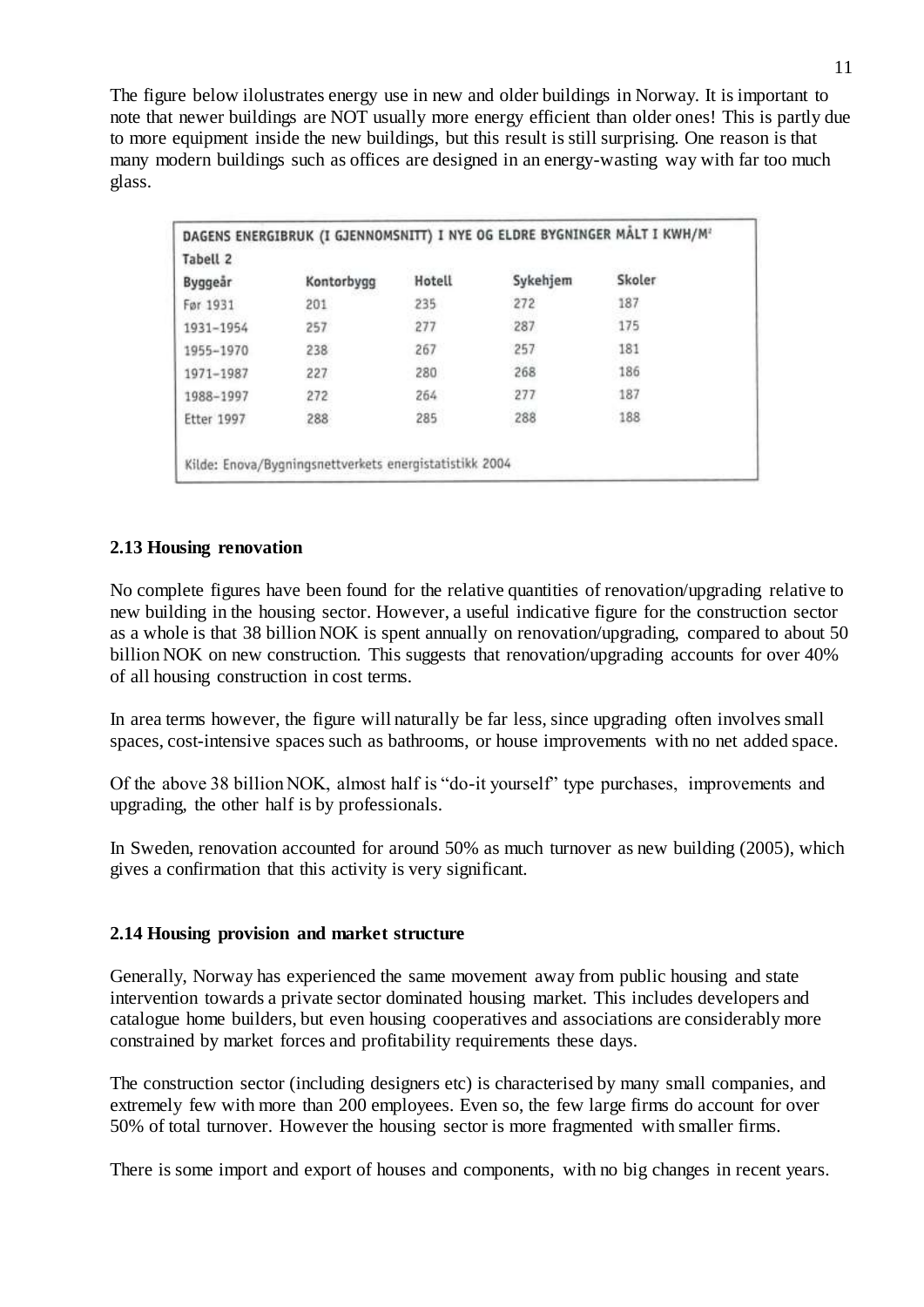The figure below ilolustrates energy use in new and older buildings in Norway. It is important to note that newer buildings are NOT usually more energy efficient than older ones! This is partly due to more equipment inside the new buildings, but this result is still surprising. One reason is that many modern buildings such as offices are designed in an energy-wasting way with far too much glass.

DAGENS ENERGIBRUK (I GJENNOMSNITT) I NYE OG ELDRE BYGNINGER MÅLT I KWH/M²

Tabell 2

| Byggeår | Kontorbygg | Hotell | Sykehjem | Skoler |
|---|---|---|---|---|
| Før 1931 | 201 | 235 | 272 | 187 |
| 1931–1954 | 257 | 277 | 287 | 175 |
| 1955–1970 | 238 | 267 | 257 | 181 |
| 1971–1987 | 227 | 280 | 268 | 186 |
| 1988–1997 | 272 | 264 | 277 | 187 |
| Etter 1997 | 288 | 285 | 288 | 188 |

Kilde: Enova/Bygningsnettverkets energistatistikk 2004

### 2.13 Housing renovation

No complete figures have been found for the relative quantities of renovation/upgrading relative to new building in the housing sector. However, a useful indicative figure for the construction sector as a whole is that 38 billion NOK is spent annually on renovation/upgrading, compared to about 50 billion NOK on new construction. This suggests that renovation/upgrading accounts for over 40% of all housing construction in cost terms.

In area terms however, the figure will naturally be far less, since upgrading often involves small spaces, cost-intensive spaces such as bathrooms, or house improvements with no net added space.

Of the above 38 billion NOK, almost half is "do-it yourself" type purchases, improvements and upgrading, the other half is by professionals.

In Sweden, renovation accounted for around 50% as much turnover as new building (2005), which gives a confirmation that this activity is very significant.

### 2.14 Housing provision and market structure

Generally, Norway has experienced the same movement away from public housing and state intervention towards a private sector dominated housing market. This includes developers and catalogue home builders, but even housing cooperatives and associations are considerably more constrained by market forces and profitability requirements these days.

The construction sector (including designers etc) is characterised by many small companies, and extremely few with more than 200 employees. Even so, the few large firms do account for over 50% of total turnover. However the housing sector is more fragmented with smaller firms.

There is some import and export of houses and components, with no big changes in recent years.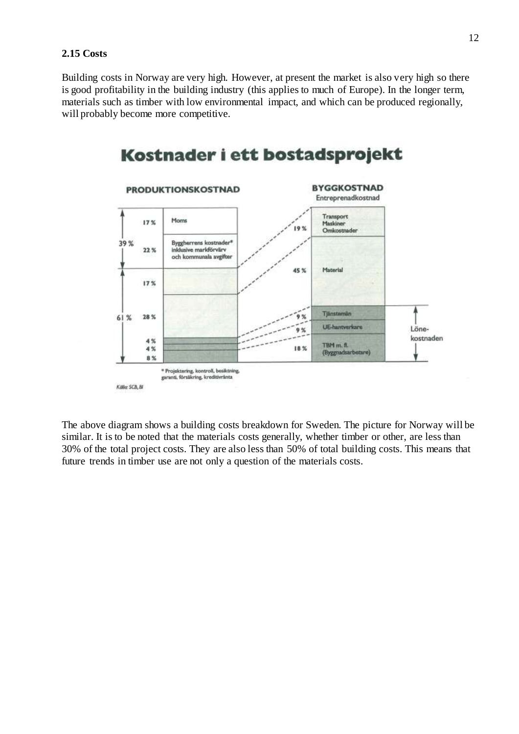## 2.15 Costs

Building costs in Norway are very high. However, at present the market is also very high so there is good profitability in the building industry (this applies to much of Europe). In the longer term, materials such as timber with low environmental impact, and which can be produced regionally, will probably become more competitive.

**Kostnader i ett bostadsprojekt**

**PRODUKTIONSKOSTNAD**

| | | |
|---|---|---|
| 39 % | 17 % | Moms |
| | 22 % | Byggherrens kostnader* inklusive markförvärv och kommunala avgifter |
| 61 % | 17 % | |
| | 28 % | |
| | 4 % | |
| | 4 % | |
| | 8 % | |

\* Projektering, kontroll, besiktning, garanti, försäkring, kreditivränta

**BYGGKOSTNAD**
Entreprenadkostnad

| | | |
|---|---|---|
| 19 % | Transport Maskiner Omkostnader | |
| 45 % | Material | |
| 9 % | Tjänstemän | Lönekostnaden |
| 9 % | UE-hantverkare | |
| 18 % | TBM m. fl. (Byggnadsarbetare) | |

Källa: SCB, BI

The above diagram shows a building costs breakdown for Sweden. The picture for Norway will be similar. It is to be noted that the materials costs generally, whether timber or other, are less than 30% of the total project costs. They are also less than 50% of total building costs. This means that future trends in timber use are not only a question of the materials costs.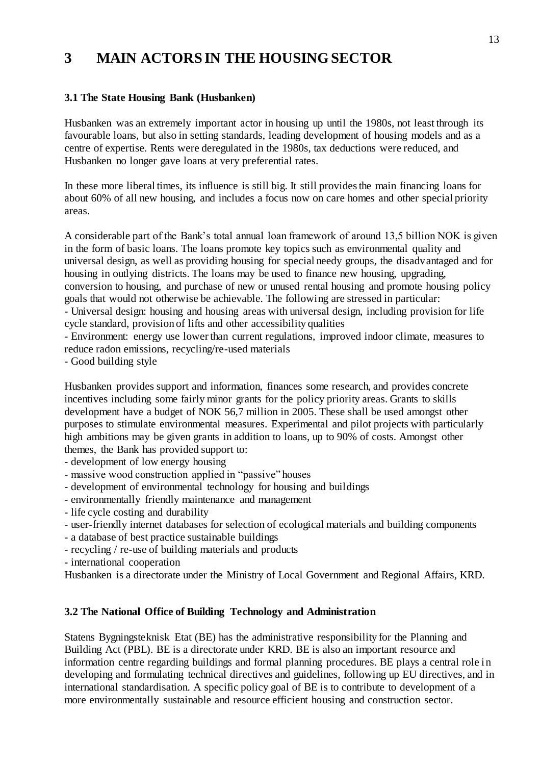# 3 MAIN ACTORS IN THE HOUSING SECTOR

### 3.1 The State Housing Bank (Husbanken)

Husbanken was an extremely important actor in housing up until the 1980s, not least through its favourable loans, but also in setting standards, leading development of housing models and as a centre of expertise. Rents were deregulated in the 1980s, tax deductions were reduced, and Husbanken no longer gave loans at very preferential rates.

In these more liberal times, its influence is still big. It still provides the main financing loans for about 60% of all new housing, and includes a focus now on care homes and other special priority areas.

A considerable part of the Bank's total annual loan framework of around 13,5 billion NOK is given in the form of basic loans. The loans promote key topics such as environmental quality and universal design, as well as providing housing for special needy groups, the disadvantaged and for housing in outlying districts. The loans may be used to finance new housing, upgrading, conversion to housing, and purchase of new or unused rental housing and promote housing policy goals that would not otherwise be achievable. The following are stressed in particular:

- Universal design: housing and housing areas with universal design, including provision for life cycle standard, provision of lifts and other accessibility qualities
- Environment: energy use lower than current regulations, improved indoor climate, measures to reduce radon emissions, recycling/re-used materials
- Good building style

Husbanken provides support and information, finances some research, and provides concrete incentives including some fairly minor grants for the policy priority areas. Grants to skills development have a budget of NOK 56,7 million in 2005. These shall be used amongst other purposes to stimulate environmental measures. Experimental and pilot projects with particularly high ambitions may be given grants in addition to loans, up to 90% of costs. Amongst other themes, the Bank has provided support to:

- development of low energy housing
- massive wood construction applied in "passive" houses
- development of environmental technology for housing and buildings
- environmentally friendly maintenance and management
- life cycle costing and durability
- user-friendly internet databases for selection of ecological materials and building components
- a database of best practice sustainable buildings
- recycling / re-use of building materials and products
- international cooperation

Husbanken is a directorate under the Ministry of Local Government and Regional Affairs, KRD.

### 3.2 The National Office of Building Technology and Administration

Statens Bygningsteknisk Etat (BE) has the administrative responsibility for the Planning and Building Act (PBL). BE is a directorate under KRD. BE is also an important resource and information centre regarding buildings and formal planning procedures. BE plays a central role in developing and formulating technical directives and guidelines, following up EU directives, and in international standardisation. A specific policy goal of BE is to contribute to development of a more environmentally sustainable and resource efficient housing and construction sector.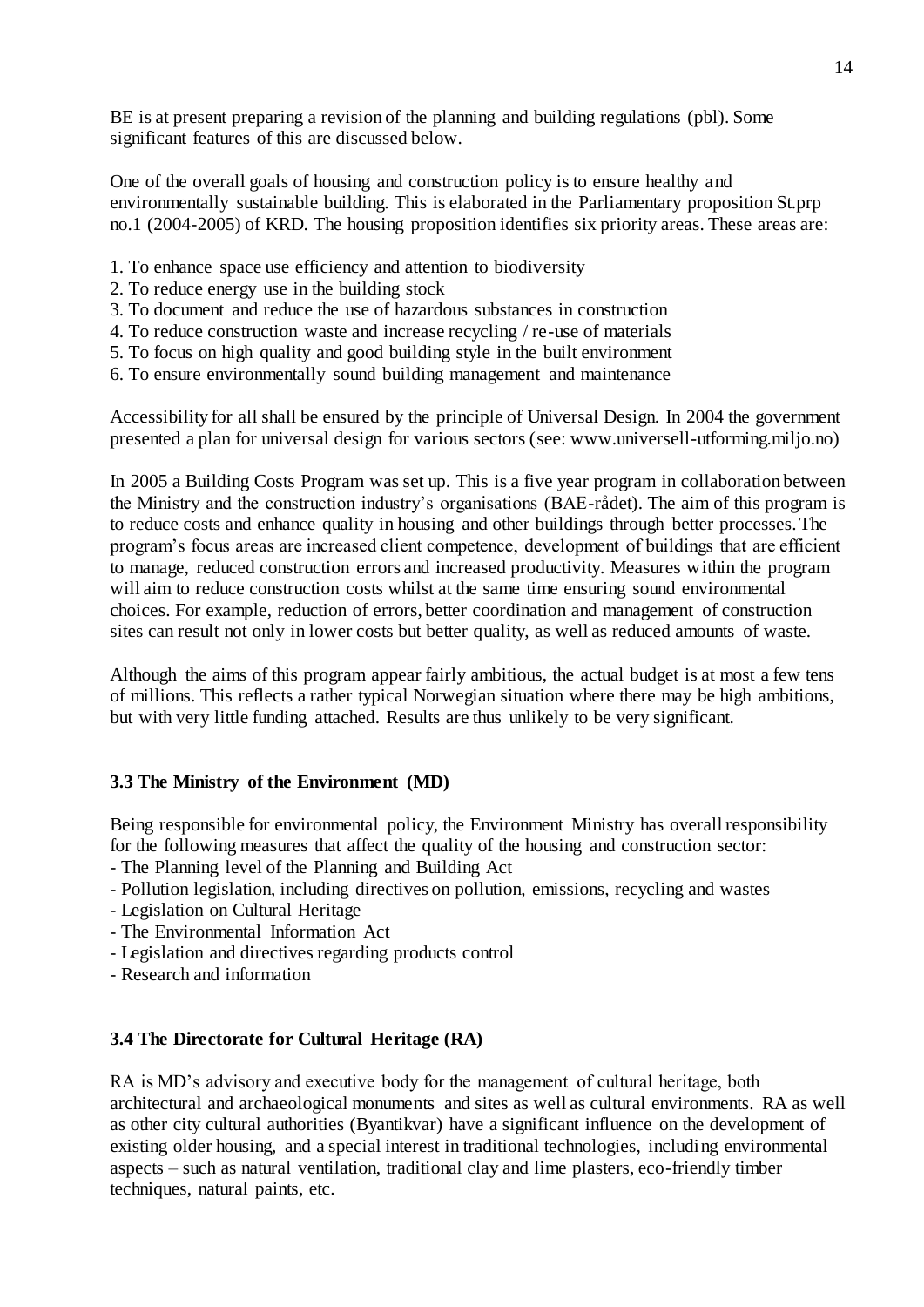BE is at present preparing a revision of the planning and building regulations (pbl). Some significant features of this are discussed below.

One of the overall goals of housing and construction policy is to ensure healthy and environmentally sustainable building. This is elaborated in the Parliamentary proposition St.prp no.1 (2004-2005) of KRD. The housing proposition identifies six priority areas. These areas are:

1. To enhance space use efficiency and attention to biodiversity
2. To reduce energy use in the building stock
3. To document and reduce the use of hazardous substances in construction
4. To reduce construction waste and increase recycling / re-use of materials
5. To focus on high quality and good building style in the built environment
6. To ensure environmentally sound building management and maintenance

Accessibility for all shall be ensured by the principle of Universal Design. In 2004 the government presented a plan for universal design for various sectors (see: www.universell-utforming.miljo.no)

In 2005 a Building Costs Program was set up. This is a five year program in collaboration between the Ministry and the construction industry's organisations (BAE-rådet). The aim of this program is to reduce costs and enhance quality in housing and other buildings through better processes. The program's focus areas are increased client competence, development of buildings that are efficient to manage, reduced construction errors and increased productivity. Measures within the program will aim to reduce construction costs whilst at the same time ensuring sound environmental choices. For example, reduction of errors, better coordination and management of construction sites can result not only in lower costs but better quality, as well as reduced amounts of waste.

Although the aims of this program appear fairly ambitious, the actual budget is at most a few tens of millions. This reflects a rather typical Norwegian situation where there may be high ambitions, but with very little funding attached. Results are thus unlikely to be very significant.

### 3.3 The Ministry of the Environment (MD)

Being responsible for environmental policy, the Environment Ministry has overall responsibility for the following measures that affect the quality of the housing and construction sector:

- The Planning level of the Planning and Building Act
- Pollution legislation, including directives on pollution, emissions, recycling and wastes
- Legislation on Cultural Heritage
- The Environmental Information Act
- Legislation and directives regarding products control
- Research and information

### 3.4 The Directorate for Cultural Heritage (RA)

RA is MD's advisory and executive body for the management of cultural heritage, both architectural and archaeological monuments and sites as well as cultural environments. RA as well as other city cultural authorities (Byantikvar) have a significant influence on the development of existing older housing, and a special interest in traditional technologies, including environmental aspects – such as natural ventilation, traditional clay and lime plasters, eco-friendly timber techniques, natural paints, etc.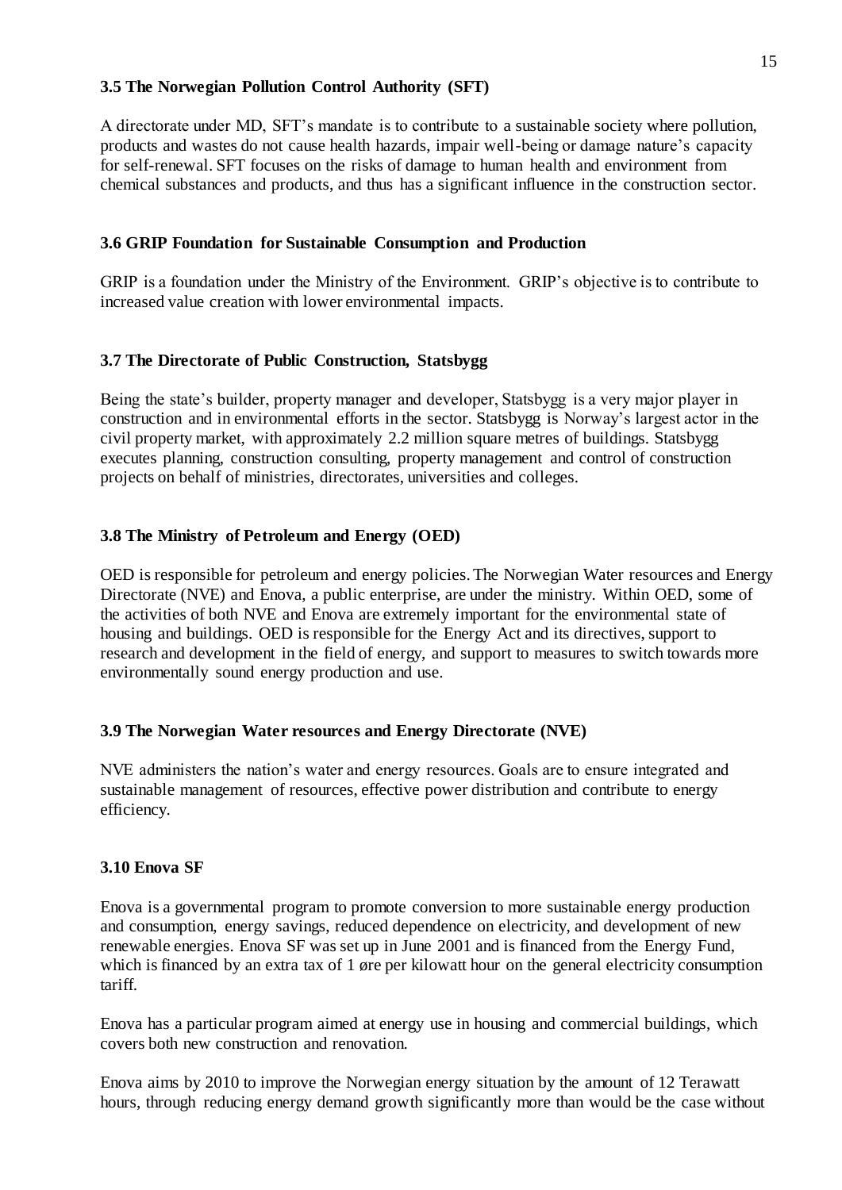### 3.5 The Norwegian Pollution Control Authority (SFT)

A directorate under MD, SFT's mandate is to contribute to a sustainable society where pollution, products and wastes do not cause health hazards, impair well-being or damage nature's capacity for self-renewal. SFT focuses on the risks of damage to human health and environment from chemical substances and products, and thus has a significant influence in the construction sector.

### 3.6 GRIP Foundation for Sustainable Consumption and Production

GRIP is a foundation under the Ministry of the Environment. GRIP's objective is to contribute to increased value creation with lower environmental impacts.

### 3.7 The Directorate of Public Construction, Statsbygg

Being the state's builder, property manager and developer, Statsbygg is a very major player in construction and in environmental efforts in the sector. Statsbygg is Norway's largest actor in the civil property market, with approximately 2.2 million square metres of buildings. Statsbygg executes planning, construction consulting, property management and control of construction projects on behalf of ministries, directorates, universities and colleges.

### 3.8 The Ministry of Petroleum and Energy (OED)

OED is responsible for petroleum and energy policies. The Norwegian Water resources and Energy Directorate (NVE) and Enova, a public enterprise, are under the ministry. Within OED, some of the activities of both NVE and Enova are extremely important for the environmental state of housing and buildings. OED is responsible for the Energy Act and its directives, support to research and development in the field of energy, and support to measures to switch towards more environmentally sound energy production and use.

### 3.9 The Norwegian Water resources and Energy Directorate (NVE)

NVE administers the nation's water and energy resources. Goals are to ensure integrated and sustainable management of resources, effective power distribution and contribute to energy efficiency.

### 3.10 Enova SF

Enova is a governmental program to promote conversion to more sustainable energy production and consumption, energy savings, reduced dependence on electricity, and development of new renewable energies. Enova SF was set up in June 2001 and is financed from the Energy Fund, which is financed by an extra tax of 1 øre per kilowatt hour on the general electricity consumption tariff.

Enova has a particular program aimed at energy use in housing and commercial buildings, which covers both new construction and renovation.

Enova aims by 2010 to improve the Norwegian energy situation by the amount of 12 Terawatt hours, through reducing energy demand growth significantly more than would be the case without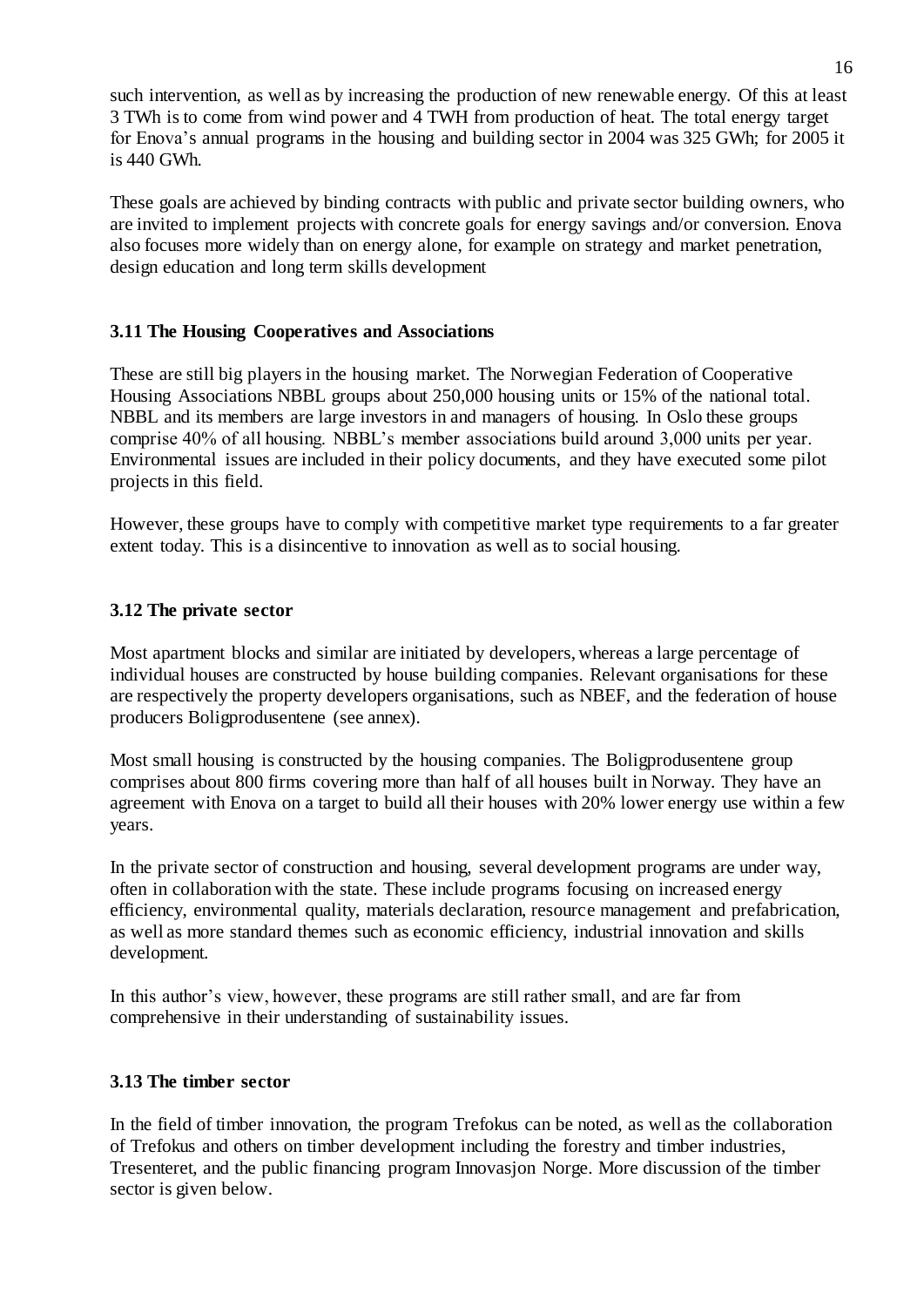such intervention, as well as by increasing the production of new renewable energy. Of this at least 3 TWh is to come from wind power and 4 TWH from production of heat. The total energy target for Enova's annual programs in the housing and building sector in 2004 was 325 GWh; for 2005 it is 440 GWh.

These goals are achieved by binding contracts with public and private sector building owners, who are invited to implement projects with concrete goals for energy savings and/or conversion. Enova also focuses more widely than on energy alone, for example on strategy and market penetration, design education and long term skills development

### 3.11 The Housing Cooperatives and Associations

These are still big players in the housing market. The Norwegian Federation of Cooperative Housing Associations NBBL groups about 250,000 housing units or 15% of the national total. NBBL and its members are large investors in and managers of housing. In Oslo these groups comprise 40% of all housing. NBBL's member associations build around 3,000 units per year. Environmental issues are included in their policy documents, and they have executed some pilot projects in this field.

However, these groups have to comply with competitive market type requirements to a far greater extent today. This is a disincentive to innovation as well as to social housing.

### 3.12 The private sector

Most apartment blocks and similar are initiated by developers, whereas a large percentage of individual houses are constructed by house building companies. Relevant organisations for these are respectively the property developers organisations, such as NBEF, and the federation of house producers Boligprodusentene (see annex).

Most small housing is constructed by the housing companies. The Boligprodusentene group comprises about 800 firms covering more than half of all houses built in Norway. They have an agreement with Enova on a target to build all their houses with 20% lower energy use within a few years.

In the private sector of construction and housing, several development programs are under way, often in collaboration with the state. These include programs focusing on increased energy efficiency, environmental quality, materials declaration, resource management and prefabrication, as well as more standard themes such as economic efficiency, industrial innovation and skills development.

In this author's view, however, these programs are still rather small, and are far from comprehensive in their understanding of sustainability issues.

### 3.13 The timber sector

In the field of timber innovation, the program Trefokus can be noted, as well as the collaboration of Trefokus and others on timber development including the forestry and timber industries, Tresenteret, and the public financing program Innovasjon Norge. More discussion of the timber sector is given below.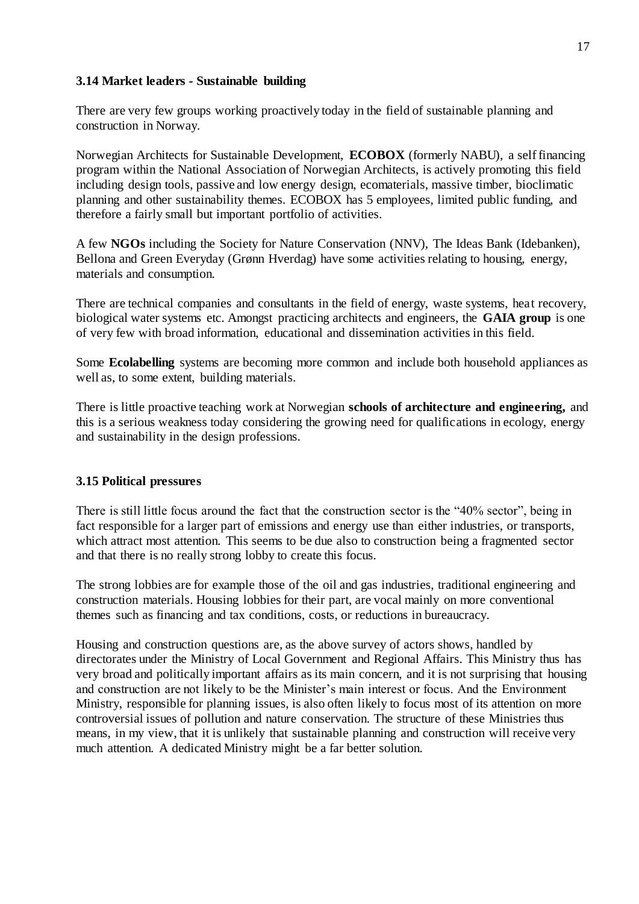### 3.14 Market leaders - Sustainable building

There are very few groups working proactively today in the field of sustainable planning and construction in Norway.

Norwegian Architects for Sustainable Development, **ECOBOX** (formerly NABU), a self financing program within the National Association of Norwegian Architects, is actively promoting this field including design tools, passive and low energy design, ecomaterials, massive timber, bioclimatic planning and other sustainability themes. ECOBOX has 5 employees, limited public funding, and therefore a fairly small but important portfolio of activities.

A few **NGOs** including the Society for Nature Conservation (NNV), The Ideas Bank (Idebanken), Bellona and Green Everyday (Grønn Hverdag) have some activities relating to housing, energy, materials and consumption.

There are technical companies and consultants in the field of energy, waste systems, heat recovery, biological water systems etc. Amongst practicing architects and engineers, the **GAIA group** is one of very few with broad information, educational and dissemination activities in this field.

Some **Ecolabelling** systems are becoming more common and include both household appliances as well as, to some extent, building materials.

There is little proactive teaching work at Norwegian **schools of architecture and engineering,** and this is a serious weakness today considering the growing need for qualifications in ecology, energy and sustainability in the design professions.

### 3.15 Political pressures

There is still little focus around the fact that the construction sector is the "40% sector", being in fact responsible for a larger part of emissions and energy use than either industries, or transports, which attract most attention. This seems to be due also to construction being a fragmented sector and that there is no really strong lobby to create this focus.

The strong lobbies are for example those of the oil and gas industries, traditional engineering and construction materials. Housing lobbies for their part, are vocal mainly on more conventional themes such as financing and tax conditions, costs, or reductions in bureaucracy.

Housing and construction questions are, as the above survey of actors shows, handled by directorates under the Ministry of Local Government and Regional Affairs. This Ministry thus has very broad and politically important affairs as its main concern, and it is not surprising that housing and construction are not likely to be the Minister's main interest or focus. And the Environment Ministry, responsible for planning issues, is also often likely to focus most of its attention on more controversial issues of pollution and nature conservation. The structure of these Ministries thus means, in my view, that it is unlikely that sustainable planning and construction will receive very much attention. A dedicated Ministry might be a far better solution.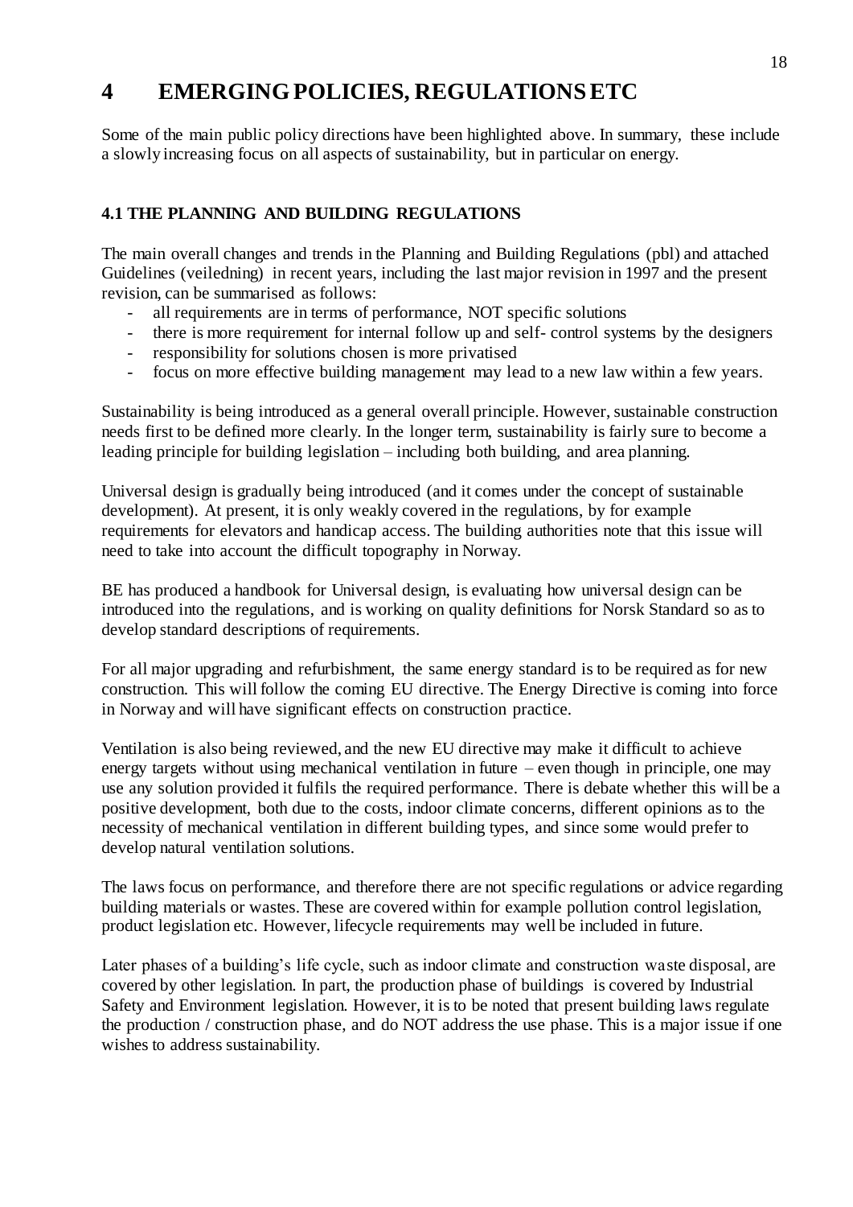# 4 EMERGING POLICIES, REGULATIONS ETC

Some of the main public policy directions have been highlighted above. In summary, these include a slowly increasing focus on all aspects of sustainability, but in particular on energy.

## 4.1 THE PLANNING AND BUILDING REGULATIONS

The main overall changes and trends in the Planning and Building Regulations (pbl) and attached Guidelines (veiledning) in recent years, including the last major revision in 1997 and the present revision, can be summarised as follows:

- all requirements are in terms of performance, NOT specific solutions
- there is more requirement for internal follow up and self- control systems by the designers
- responsibility for solutions chosen is more privatised
- focus on more effective building management may lead to a new law within a few years.

Sustainability is being introduced as a general overall principle. However, sustainable construction needs first to be defined more clearly. In the longer term, sustainability is fairly sure to become a leading principle for building legislation – including both building, and area planning.

Universal design is gradually being introduced (and it comes under the concept of sustainable development). At present, it is only weakly covered in the regulations, by for example requirements for elevators and handicap access. The building authorities note that this issue will need to take into account the difficult topography in Norway.

BE has produced a handbook for Universal design, is evaluating how universal design can be introduced into the regulations, and is working on quality definitions for Norsk Standard so as to develop standard descriptions of requirements.

For all major upgrading and refurbishment, the same energy standard is to be required as for new construction. This will follow the coming EU directive. The Energy Directive is coming into force in Norway and will have significant effects on construction practice.

Ventilation is also being reviewed, and the new EU directive may make it difficult to achieve energy targets without using mechanical ventilation in future – even though in principle, one may use any solution provided it fulfils the required performance. There is debate whether this will be a positive development, both due to the costs, indoor climate concerns, different opinions as to the necessity of mechanical ventilation in different building types, and since some would prefer to develop natural ventilation solutions.

The laws focus on performance, and therefore there are not specific regulations or advice regarding building materials or wastes. These are covered within for example pollution control legislation, product legislation etc. However, lifecycle requirements may well be included in future.

Later phases of a building's life cycle, such as indoor climate and construction waste disposal, are covered by other legislation. In part, the production phase of buildings is covered by Industrial Safety and Environment legislation. However, it is to be noted that present building laws regulate the production / construction phase, and do NOT address the use phase. This is a major issue if one wishes to address sustainability.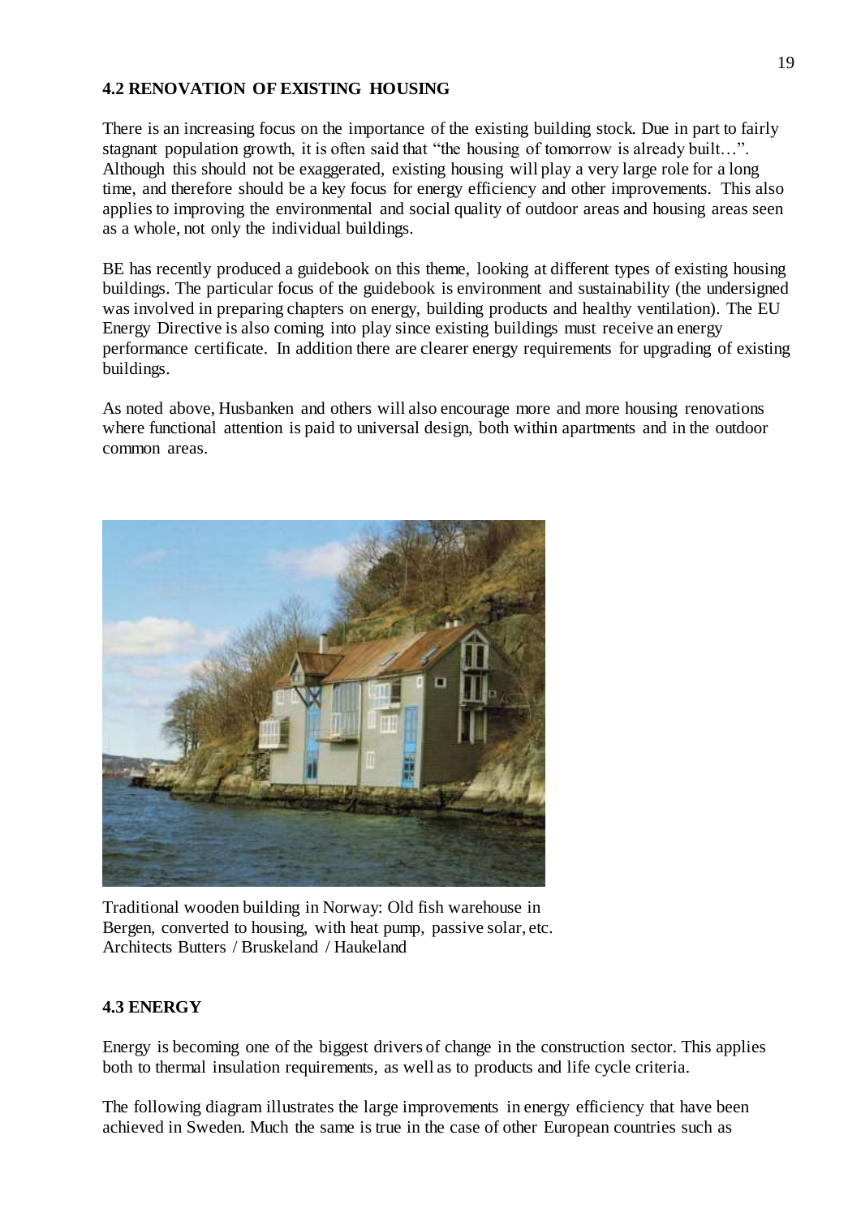## 4.2 RENOVATION OF EXISTING HOUSING

There is an increasing focus on the importance of the existing building stock. Due in part to fairly stagnant population growth, it is often said that "the housing of tomorrow is already built…". Although this should not be exaggerated, existing housing will play a very large role for a long time, and therefore should be a key focus for energy efficiency and other improvements. This also applies to improving the environmental and social quality of outdoor areas and housing areas seen as a whole, not only the individual buildings.

BE has recently produced a guidebook on this theme, looking at different types of existing housing buildings. The particular focus of the guidebook is environment and sustainability (the undersigned was involved in preparing chapters on energy, building products and healthy ventilation). The EU Energy Directive is also coming into play since existing buildings must receive an energy performance certificate. In addition there are clearer energy requirements for upgrading of existing buildings.

As noted above, Husbanken and others will also encourage more and more housing renovations where functional attention is paid to universal design, both within apartments and in the outdoor common areas.

Traditional wooden building in Norway: Old fish warehouse in Bergen, converted to housing, with heat pump, passive solar, etc. Architects Butters / Bruskeland / Haukeland

## 4.3 ENERGY

Energy is becoming one of the biggest drivers of change in the construction sector. This applies both to thermal insulation requirements, as well as to products and life cycle criteria.

The following diagram illustrates the large improvements in energy efficiency that have been achieved in Sweden. Much the same is true in the case of other European countries such as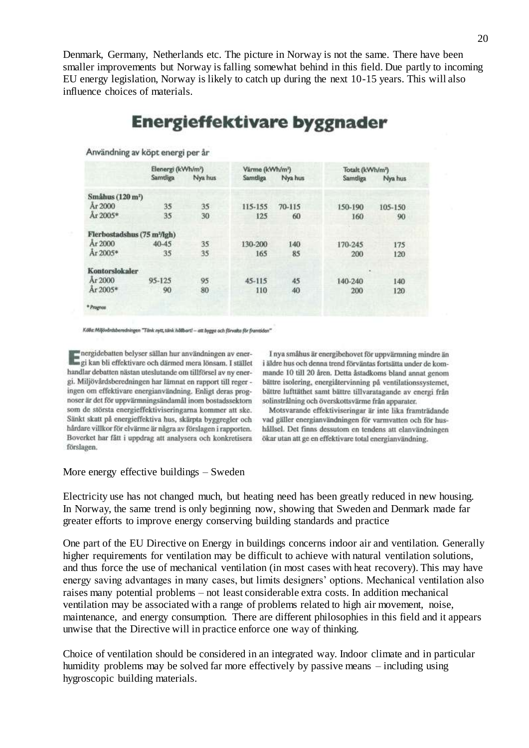Denmark, Germany, Netherlands etc. The picture in Norway is not the same. There have been smaller improvements but Norway is falling somewhat behind in this field. Due partly to incoming EU energy legislation, Norway is likely to catch up during the next 10-15 years. This will also influence choices of materials.

# Energieffektivare byggnader

Användning av köpt energi per år

| | Elenergi (kWh/m²) | | Värme (kWh/m²) | | Totalt (kWh/m²) | |
|---|---|---|---|---|---|---|
| | Samtliga | Nya hus | Samtliga | Nya hus | Samtliga | Nya hus |
| **Småhus (120 m²)** | | | | | | |
| År 2000 | 35 | 35 | 115-155 | 70-115 | 150-190 | 105-150 |
| År 2005* | 35 | 30 | 125 | 60 | 160 | 90 |
| **Flerbostadshus (75 m²/lgh)** | | | | | | |
| År 2000 | 40-45 | 35 | 130-200 | 140 | 170-245 | 175 |
| År 2005* | 35 | 35 | 165 | 85 | 200 | 120 |
| **Kontorslokaler** | | | | | | |
| År 2000 | 95-125 | 95 | 45-115 | 45 | 140-240 | 140 |
| År 2005* | 90 | 80 | 110 | 40 | 200 | 120 |

\* Prognos

*Källa: Miljövårdsberedningen "Tänk nytt, tänk hållbart! – att bygga och förvalta för framtiden"*

Energidebatten belyser sällan hur användningen av energi kan bli effektivare och därmed mera lönsam. I stället handlar debatten nästan uteslutande om tillförsel av ny energi. Miljövårdsberedningen har lämnat en rapport till regeringen om effektivare energianvändning. Enligt deras prognoser är det för uppvärmningsändamål inom bostadssektorn som de största energieffektiviseringarna kommer att ske. Sänkt skatt på energieffektiva hus, skärpta byggregler och hårdare villkor för elvärme är några av förslagen i rapporten. Boverket har fått i uppdrag att analysera och konkretisera förslagen.

I nya småhus är energibehovet för uppvärmning mindre än i äldre hus och denna trend förväntas fortsätta under de kommande 10 till 20 åren. Detta åstadkoms bland annat genom bättre isolering, energiåtervinning på ventilationssystemet, bättre lufttäthet samt bättre tillvaratagande av energi från solinstrålning och överskottsvärme från apparater.

Motsvarande effektiviseringar är inte lika framträdande vad gäller energianvändningen för varmvatten och för hushållsel. Det finns dessutom en tendens att elanvändningen ökar utan att ge en effektivare total energianvändning.

More energy effective buildings – Sweden

Electricity use has not changed much, but heating need has been greatly reduced in new housing. In Norway, the same trend is only beginning now, showing that Sweden and Denmark made far greater efforts to improve energy conserving building standards and practice

One part of the EU Directive on Energy in buildings concerns indoor air and ventilation. Generally higher requirements for ventilation may be difficult to achieve with natural ventilation solutions, and thus force the use of mechanical ventilation (in most cases with heat recovery). This may have energy saving advantages in many cases, but limits designers' options. Mechanical ventilation also raises many potential problems – not least considerable extra costs. In addition mechanical ventilation may be associated with a range of problems related to high air movement, noise, maintenance, and energy consumption. There are different philosophies in this field and it appears unwise that the Directive will in practice enforce one way of thinking.

Choice of ventilation should be considered in an integrated way. Indoor climate and in particular humidity problems may be solved far more effectively by passive means – including using hygroscopic building materials.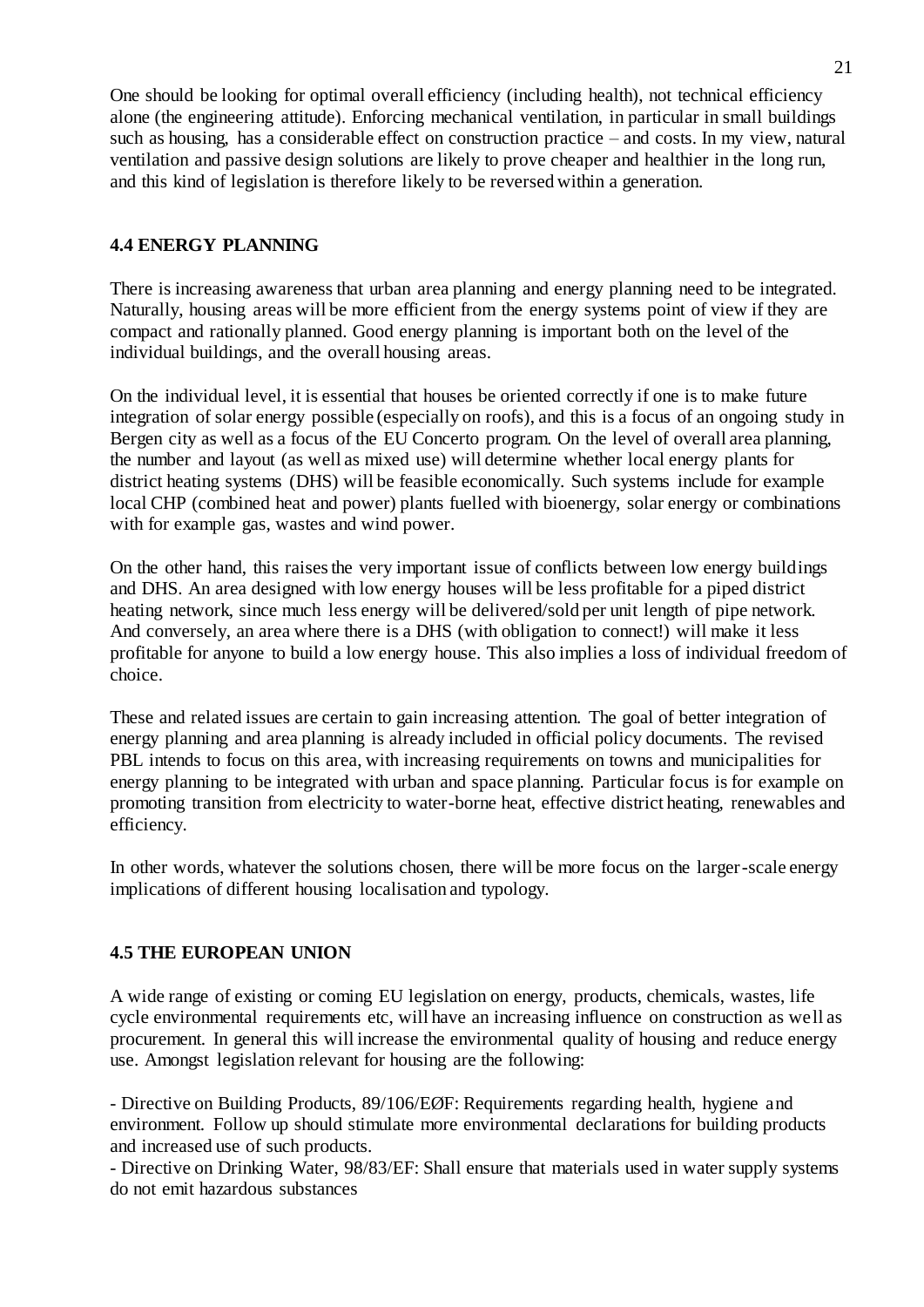One should be looking for optimal overall efficiency (including health), not technical efficiency alone (the engineering attitude). Enforcing mechanical ventilation, in particular in small buildings such as housing, has a considerable effect on construction practice – and costs. In my view, natural ventilation and passive design solutions are likely to prove cheaper and healthier in the long run, and this kind of legislation is therefore likely to be reversed within a generation.

## 4.4 ENERGY PLANNING

There is increasing awareness that urban area planning and energy planning need to be integrated. Naturally, housing areas will be more efficient from the energy systems point of view if they are compact and rationally planned. Good energy planning is important both on the level of the individual buildings, and the overall housing areas.

On the individual level, it is essential that houses be oriented correctly if one is to make future integration of solar energy possible (especially on roofs), and this is a focus of an ongoing study in Bergen city as well as a focus of the EU Concerto program. On the level of overall area planning, the number and layout (as well as mixed use) will determine whether local energy plants for district heating systems (DHS) will be feasible economically. Such systems include for example local CHP (combined heat and power) plants fuelled with bioenergy, solar energy or combinations with for example gas, wastes and wind power.

On the other hand, this raises the very important issue of conflicts between low energy buildings and DHS. An area designed with low energy houses will be less profitable for a piped district heating network, since much less energy will be delivered/sold per unit length of pipe network. And conversely, an area where there is a DHS (with obligation to connect!) will make it less profitable for anyone to build a low energy house. This also implies a loss of individual freedom of choice.

These and related issues are certain to gain increasing attention. The goal of better integration of energy planning and area planning is already included in official policy documents. The revised PBL intends to focus on this area, with increasing requirements on towns and municipalities for energy planning to be integrated with urban and space planning. Particular focus is for example on promoting transition from electricity to water-borne heat, effective district heating, renewables and efficiency.

In other words, whatever the solutions chosen, there will be more focus on the larger-scale energy implications of different housing localisation and typology.

## 4.5 THE EUROPEAN UNION

A wide range of existing or coming EU legislation on energy, products, chemicals, wastes, life cycle environmental requirements etc, will have an increasing influence on construction as well as procurement. In general this will increase the environmental quality of housing and reduce energy use. Amongst legislation relevant for housing are the following:

- Directive on Building Products, 89/106/EØF: Requirements regarding health, hygiene and environment. Follow up should stimulate more environmental declarations for building products and increased use of such products.
- Directive on Drinking Water, 98/83/EF: Shall ensure that materials used in water supply systems do not emit hazardous substances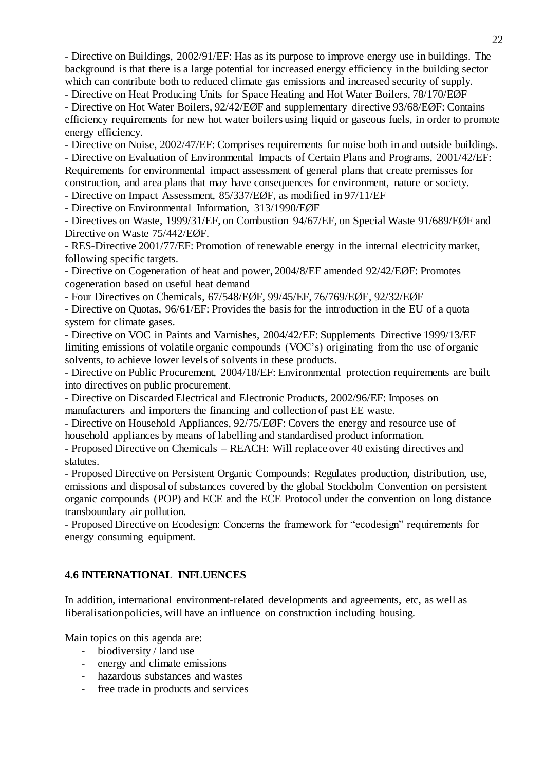- Directive on Buildings, 2002/91/EF: Has as its purpose to improve energy use in buildings. The background is that there is a large potential for increased energy efficiency in the building sector which can contribute both to reduced climate gas emissions and increased security of supply.
- Directive on Heat Producing Units for Space Heating and Hot Water Boilers, 78/170/EØF
- Directive on Hot Water Boilers, 92/42/EØF and supplementary directive 93/68/EØF: Contains efficiency requirements for new hot water boilers using liquid or gaseous fuels, in order to promote energy efficiency.
- Directive on Noise, 2002/47/EF: Comprises requirements for noise both in and outside buildings.
- Directive on Evaluation of Environmental Impacts of Certain Plans and Programs, 2001/42/EF: Requirements for environmental impact assessment of general plans that create premisses for construction, and area plans that may have consequences for environment, nature or society.
- Directive on Impact Assessment, 85/337/EØF, as modified in 97/11/EF
- Directive on Environmental Information, 313/1990/EØF
- Directives on Waste, 1999/31/EF, on Combustion 94/67/EF, on Special Waste 91/689/EØF and Directive on Waste 75/442/EØF.
- RES-Directive 2001/77/EF: Promotion of renewable energy in the internal electricity market, following specific targets.
- Directive on Cogeneration of heat and power, 2004/8/EF amended 92/42/EØF: Promotes cogeneration based on useful heat demand
- Four Directives on Chemicals, 67/548/EØF, 99/45/EF, 76/769/EØF, 92/32/EØF
- Directive on Quotas, 96/61/EF: Provides the basis for the introduction in the EU of a quota system for climate gases.
- Directive on VOC in Paints and Varnishes, 2004/42/EF: Supplements Directive 1999/13/EF limiting emissions of volatile organic compounds (VOC's) originating from the use of organic solvents, to achieve lower levels of solvents in these products.
- Directive on Public Procurement, 2004/18/EF: Environmental protection requirements are built into directives on public procurement.
- Directive on Discarded Electrical and Electronic Products, 2002/96/EF: Imposes on manufacturers and importers the financing and collection of past EE waste.
- Directive on Household Appliances, 92/75/EØF: Covers the energy and resource use of household appliances by means of labelling and standardised product information.
- Proposed Directive on Chemicals – REACH: Will replace over 40 existing directives and statutes.
- Proposed Directive on Persistent Organic Compounds: Regulates production, distribution, use, emissions and disposal of substances covered by the global Stockholm Convention on persistent organic compounds (POP) and ECE and the ECE Protocol under the convention on long distance transboundary air pollution.
- Proposed Directive on Ecodesign: Concerns the framework for "ecodesign" requirements for energy consuming equipment.

### 4.6 INTERNATIONAL INFLUENCES

In addition, international environment-related developments and agreements, etc, as well as liberalisation policies, will have an influence on construction including housing.

Main topics on this agenda are:

- biodiversity / land use
- energy and climate emissions
- hazardous substances and wastes
- free trade in products and services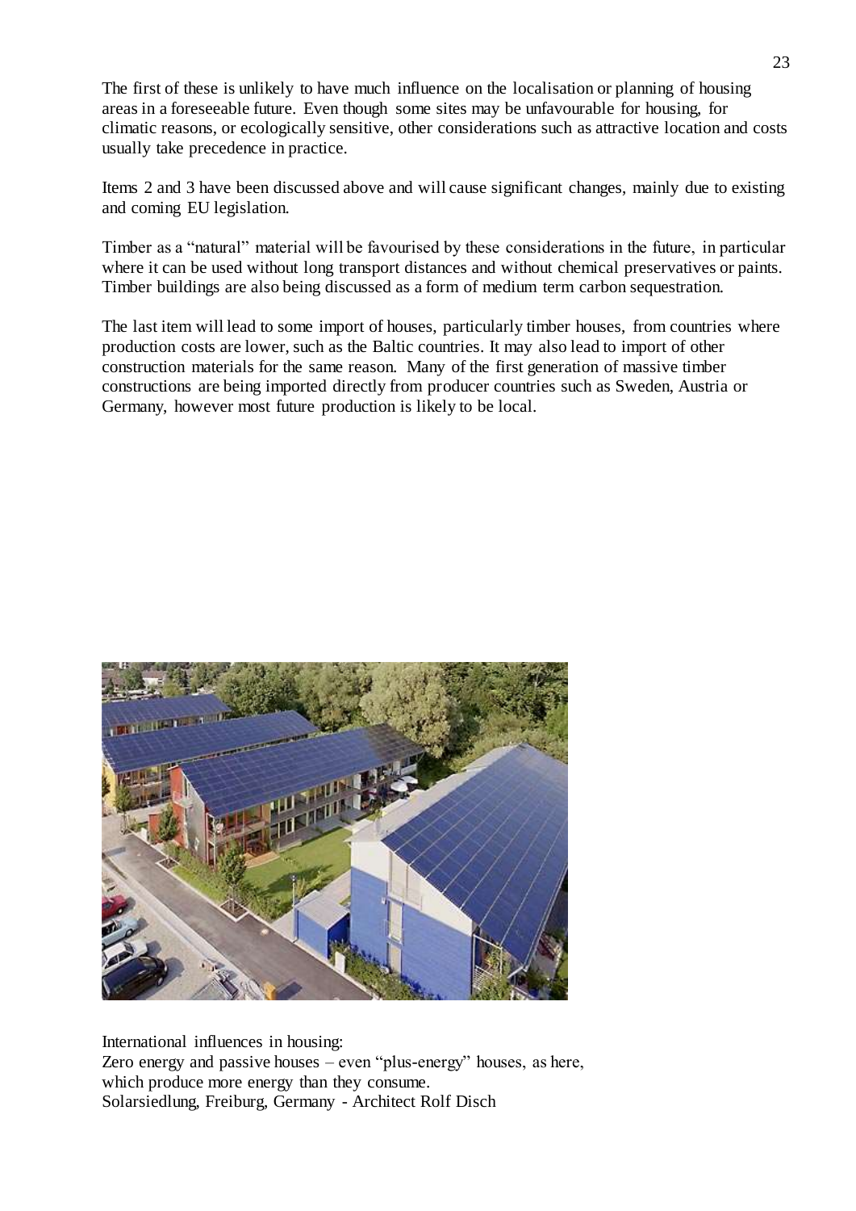The first of these is unlikely to have much influence on the localisation or planning of housing areas in a foreseeable future. Even though some sites may be unfavourable for housing, for climatic reasons, or ecologically sensitive, other considerations such as attractive location and costs usually take precedence in practice.

Items 2 and 3 have been discussed above and will cause significant changes, mainly due to existing and coming EU legislation.

Timber as a "natural" material will be favourised by these considerations in the future, in particular where it can be used without long transport distances and without chemical preservatives or paints. Timber buildings are also being discussed as a form of medium term carbon sequestration.

The last item will lead to some import of houses, particularly timber houses, from countries where production costs are lower, such as the Baltic countries. It may also lead to import of other construction materials for the same reason. Many of the first generation of massive timber constructions are being imported directly from producer countries such as Sweden, Austria or Germany, however most future production is likely to be local.

International influences in housing:
Zero energy and passive houses – even "plus-energy" houses, as here, which produce more energy than they consume.
Solarsiedlung, Freiburg, Germany - Architect Rolf Disch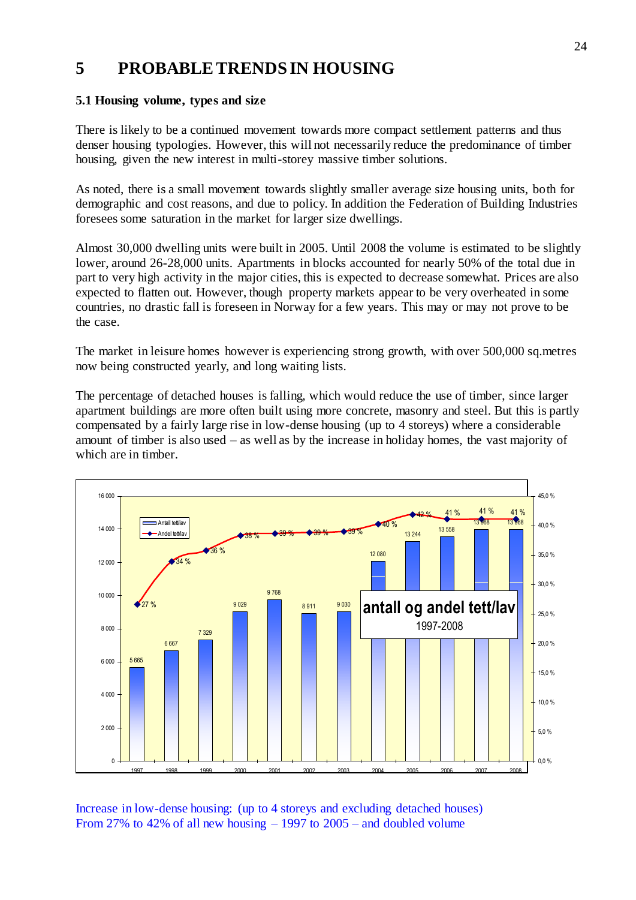# 5 PROBABLE TRENDS IN HOUSING

## 5.1 Housing volume, types and size

There is likely to be a continued movement towards more compact settlement patterns and thus denser housing typologies. However, this will not necessarily reduce the predominance of timber housing, given the new interest in multi-storey massive timber solutions.

As noted, there is a small movement towards slightly smaller average size housing units, both for demographic and cost reasons, and due to policy. In addition the Federation of Building Industries foresees some saturation in the market for larger size dwellings.

Almost 30,000 dwelling units were built in 2005. Until 2008 the volume is estimated to be slightly lower, around 26-28,000 units. Apartments in blocks accounted for nearly 50% of the total due in part to very high activity in the major cities, this is expected to decrease somewhat. Prices are also expected to flatten out. However, though property markets appear to be very overheated in some countries, no drastic fall is foreseen in Norway for a few years. This may or may not prove to be the case.

The market in leisure homes however is experiencing strong growth, with over 500,000 sq.metres now being constructed yearly, and long waiting lists.

The percentage of detached houses is falling, which would reduce the use of timber, since larger apartment buildings are more often built using more concrete, masonry and steel. But this is partly compensated by a fairly large rise in low-dense housing (up to 4 storeys) where a considerable amount of timber is also used – as well as by the increase in holiday homes, the vast majority of which are in timber.

**antall og andel tett/lav 1997-2008**

| Year | Antall tett/lav | Andel tett/lav |
|---|---|---|
| 1997 | 5 665 | 27 % |
| 1998 | 6 667 | 34 % |
| 1999 | 7 329 | 36 % |
| 2000 | 9 029 | 38 % |
| 2001 | 9 768 | 39 % |
| 2002 | 8 911 | 39 % |
| 2003 | 9 030 | 39 % |
| 2004 | 12 080 | 40 % |
| 2005 | 13 244 | 42 % |
| 2006 | 13 558 | 41 % |
| 2007 | 13 968 | 41 % |
| 2008 | 13 968 | 41 % |

Increase in low-dense housing: (up to 4 storeys and excluding detached houses)
From 27% to 42% of all new housing – 1997 to 2005 – and doubled volume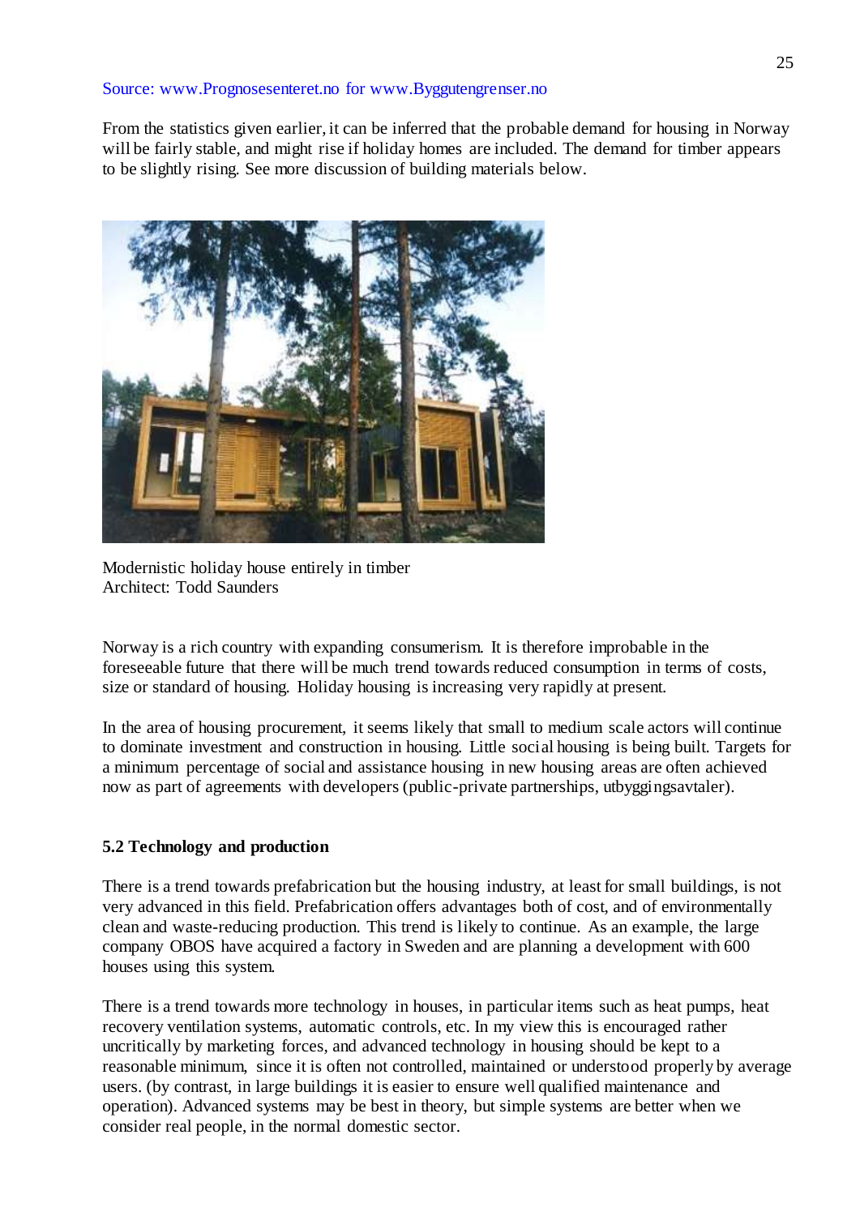Source: www.Prognosesenteret.no for www.Byggutengrenser.no

From the statistics given earlier, it can be inferred that the probable demand for housing in Norway will be fairly stable, and might rise if holiday homes are included. The demand for timber appears to be slightly rising. See more discussion of building materials below.

Modernistic holiday house entirely in timber
Architect: Todd Saunders

Norway is a rich country with expanding consumerism. It is therefore improbable in the foreseeable future that there will be much trend towards reduced consumption in terms of costs, size or standard of housing. Holiday housing is increasing very rapidly at present.

In the area of housing procurement, it seems likely that small to medium scale actors will continue to dominate investment and construction in housing. Little social housing is being built. Targets for a minimum percentage of social and assistance housing in new housing areas are often achieved now as part of agreements with developers (public-private partnerships, utbyggingsavtaler).

### 5.2 Technology and production

There is a trend towards prefabrication but the housing industry, at least for small buildings, is not very advanced in this field. Prefabrication offers advantages both of cost, and of environmentally clean and waste-reducing production. This trend is likely to continue. As an example, the large company OBOS have acquired a factory in Sweden and are planning a development with 600 houses using this system.

There is a trend towards more technology in houses, in particular items such as heat pumps, heat recovery ventilation systems, automatic controls, etc. In my view this is encouraged rather uncritically by marketing forces, and advanced technology in housing should be kept to a reasonable minimum, since it is often not controlled, maintained or understood properly by average users. (by contrast, in large buildings it is easier to ensure well qualified maintenance and operation). Advanced systems may be best in theory, but simple systems are better when we consider real people, in the normal domestic sector.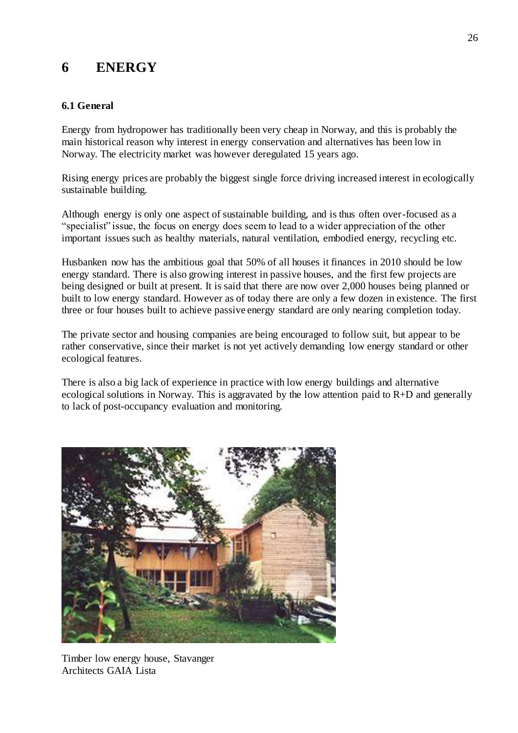# 6 ENERGY

## 6.1 General

Energy from hydropower has traditionally been very cheap in Norway, and this is probably the main historical reason why interest in energy conservation and alternatives has been low in Norway. The electricity market was however deregulated 15 years ago.

Rising energy prices are probably the biggest single force driving increased interest in ecologically sustainable building.

Although energy is only one aspect of sustainable building, and is thus often over-focused as a "specialist" issue, the focus on energy does seem to lead to a wider appreciation of the other important issues such as healthy materials, natural ventilation, embodied energy, recycling etc.

Husbanken now has the ambitious goal that 50% of all houses it finances in 2010 should be low energy standard. There is also growing interest in passive houses, and the first few projects are being designed or built at present. It is said that there are now over 2,000 houses being planned or built to low energy standard. However as of today there are only a few dozen in existence. The first three or four houses built to achieve passive energy standard are only nearing completion today.

The private sector and housing companies are being encouraged to follow suit, but appear to be rather conservative, since their market is not yet actively demanding low energy standard or other ecological features.

There is also a big lack of experience in practice with low energy buildings and alternative ecological solutions in Norway. This is aggravated by the low attention paid to R+D and generally to lack of post-occupancy evaluation and monitoring.

Timber low energy house, Stavanger
Architects GAIA Lista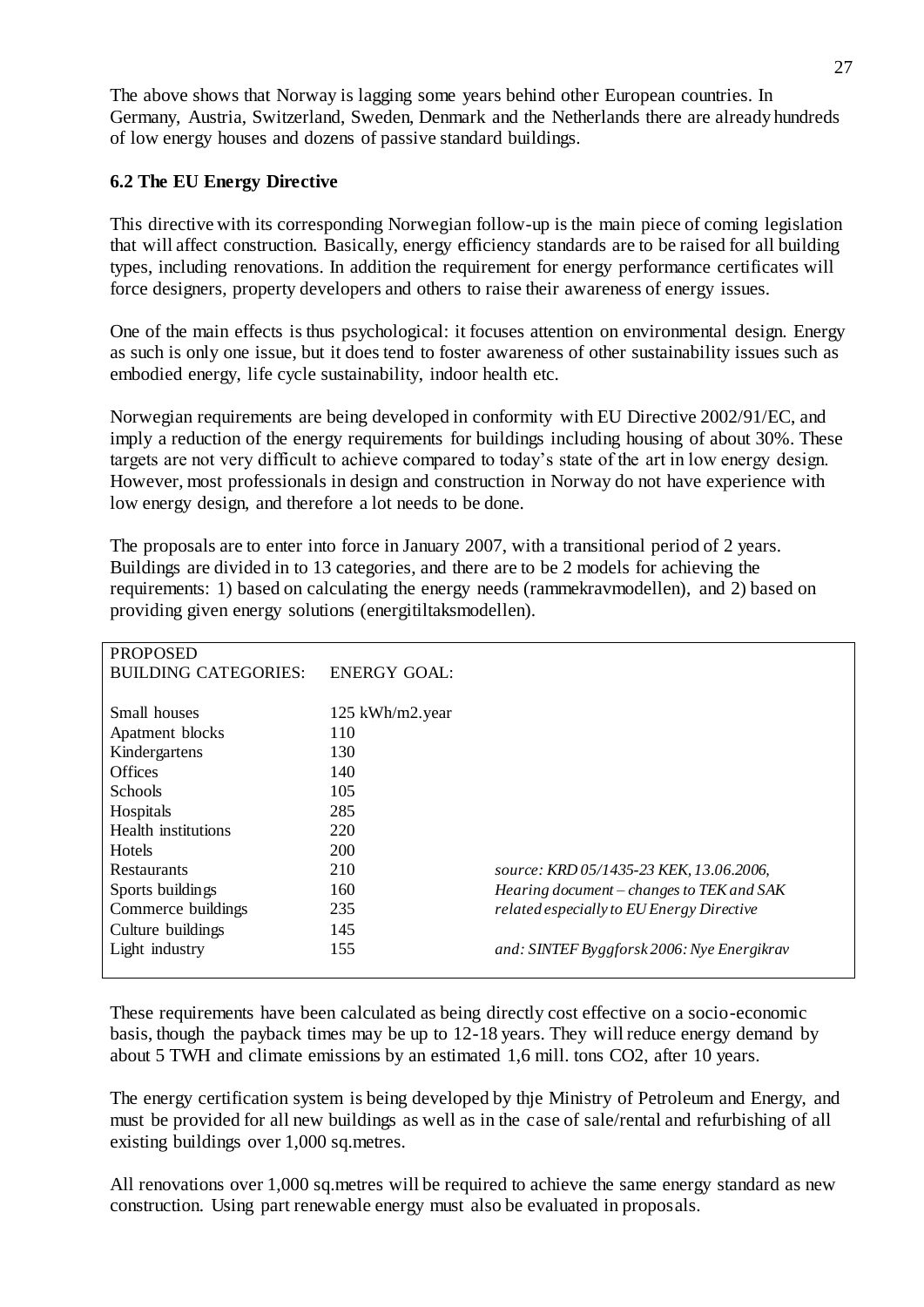The above shows that Norway is lagging some years behind other European countries. In Germany, Austria, Switzerland, Sweden, Denmark and the Netherlands there are already hundreds of low energy houses and dozens of passive standard buildings.

### 6.2 The EU Energy Directive

This directive with its corresponding Norwegian follow-up is the main piece of coming legislation that will affect construction. Basically, energy efficiency standards are to be raised for all building types, including renovations. In addition the requirement for energy performance certificates will force designers, property developers and others to raise their awareness of energy issues.

One of the main effects is thus psychological: it focuses attention on environmental design. Energy as such is only one issue, but it does tend to foster awareness of other sustainability issues such as embodied energy, life cycle sustainability, indoor health etc.

Norwegian requirements are being developed in conformity with EU Directive 2002/91/EC, and imply a reduction of the energy requirements for buildings including housing of about 30%. These targets are not very difficult to achieve compared to today's state of the art in low energy design. However, most professionals in design and construction in Norway do not have experience with low energy design, and therefore a lot needs to be done.

The proposals are to enter into force in January 2007, with a transitional period of 2 years. Buildings are divided in to 13 categories, and there are to be 2 models for achieving the requirements: 1) based on calculating the energy needs (rammekravmodellen), and 2) based on providing given energy solutions (energitiltaksmodellen).

| PROPOSED BUILDING CATEGORIES: | ENERGY GOAL: | |
|---|---|---|
| Small houses | 125 kWh/m2.year | |
| Apatment blocks | 110 | |
| Kindergartens | 130 | |
| Offices | 140 | |
| Schools | 105 | |
| Hospitals | 285 | |
| Health institutions | 220 | |
| Hotels | 200 | |
| Restaurants | 210 | *source: KRD 05/1435-23 KEK, 13.06.2006,* |
| Sports buildings | 160 | *Hearing document – changes to TEK and SAK* |
| Commerce buildings | 235 | *related especially to EU Energy Directive* |
| Culture buildings | 145 | |
| Light industry | 155 | *and: SINTEF Byggforsk 2006: Nye Energikrav* |

These requirements have been calculated as being directly cost effective on a socio-economic basis, though the payback times may be up to 12-18 years. They will reduce energy demand by about 5 TWH and climate emissions by an estimated 1,6 mill. tons CO2, after 10 years.

The energy certification system is being developed by thje Ministry of Petroleum and Energy, and must be provided for all new buildings as well as in the case of sale/rental and refurbishing of all existing buildings over 1,000 sq.metres.

All renovations over 1,000 sq.metres will be required to achieve the same energy standard as new construction. Using part renewable energy must also be evaluated in proposals.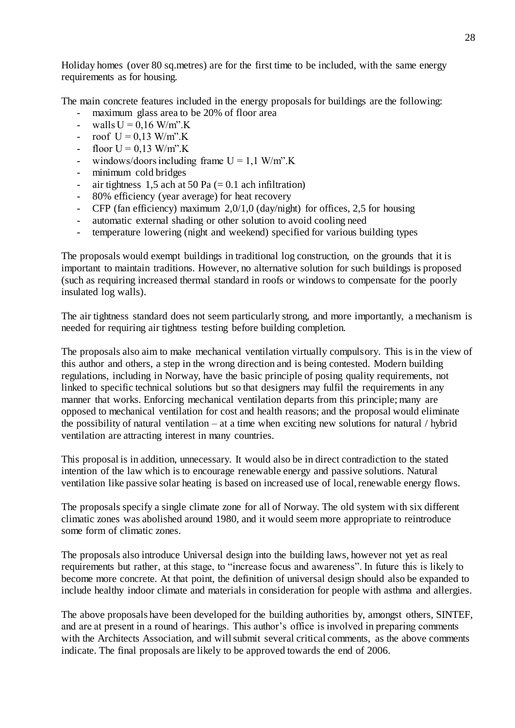Holiday homes (over 80 sq.metres) are for the first time to be included, with the same energy requirements as for housing.

The main concrete features included in the energy proposals for buildings are the following:

- maximum glass area to be 20% of floor area
- walls U = 0,16 W/m".K
- roof U = 0,13 W/m".K
- floor U = 0,13 W/m".K
- windows/doors including frame U = 1,1 W/m".K
- minimum cold bridges
- air tightness 1,5 ach at 50 Pa (= 0.1 ach infiltration)
- 80% efficiency (year average) for heat recovery
- CFP (fan efficiency) maximum 2,0/1,0 (day/night) for offices, 2,5 for housing
- automatic external shading or other solution to avoid cooling need
- temperature lowering (night and weekend) specified for various building types

The proposals would exempt buildings in traditional log construction, on the grounds that it is important to maintain traditions. However, no alternative solution for such buildings is proposed (such as requiring increased thermal standard in roofs or windows to compensate for the poorly insulated log walls).

The air tightness standard does not seem particularly strong, and more importantly, a mechanism is needed for requiring air tightness testing before building completion.

The proposals also aim to make mechanical ventilation virtually compulsory. This is in the view of this author and others, a step in the wrong direction and is being contested. Modern building regulations, including in Norway, have the basic principle of posing quality requirements, not linked to specific technical solutions but so that designers may fulfil the requirements in any manner that works. Enforcing mechanical ventilation departs from this principle; many are opposed to mechanical ventilation for cost and health reasons; and the proposal would eliminate the possibility of natural ventilation – at a time when exciting new solutions for natural / hybrid ventilation are attracting interest in many countries.

This proposal is in addition, unnecessary. It would also be in direct contradiction to the stated intention of the law which is to encourage renewable energy and passive solutions. Natural ventilation like passive solar heating is based on increased use of local, renewable energy flows.

The proposals specify a single climate zone for all of Norway. The old system with six different climatic zones was abolished around 1980, and it would seem more appropriate to reintroduce some form of climatic zones.

The proposals also introduce Universal design into the building laws, however not yet as real requirements but rather, at this stage, to "increase focus and awareness". In future this is likely to become more concrete. At that point, the definition of universal design should also be expanded to include healthy indoor climate and materials in consideration for people with asthma and allergies.

The above proposals have been developed for the building authorities by, amongst others, SINTEF, and are at present in a round of hearings. This author's office is involved in preparing comments with the Architects Association, and will submit several critical comments, as the above comments indicate. The final proposals are likely to be approved towards the end of 2006.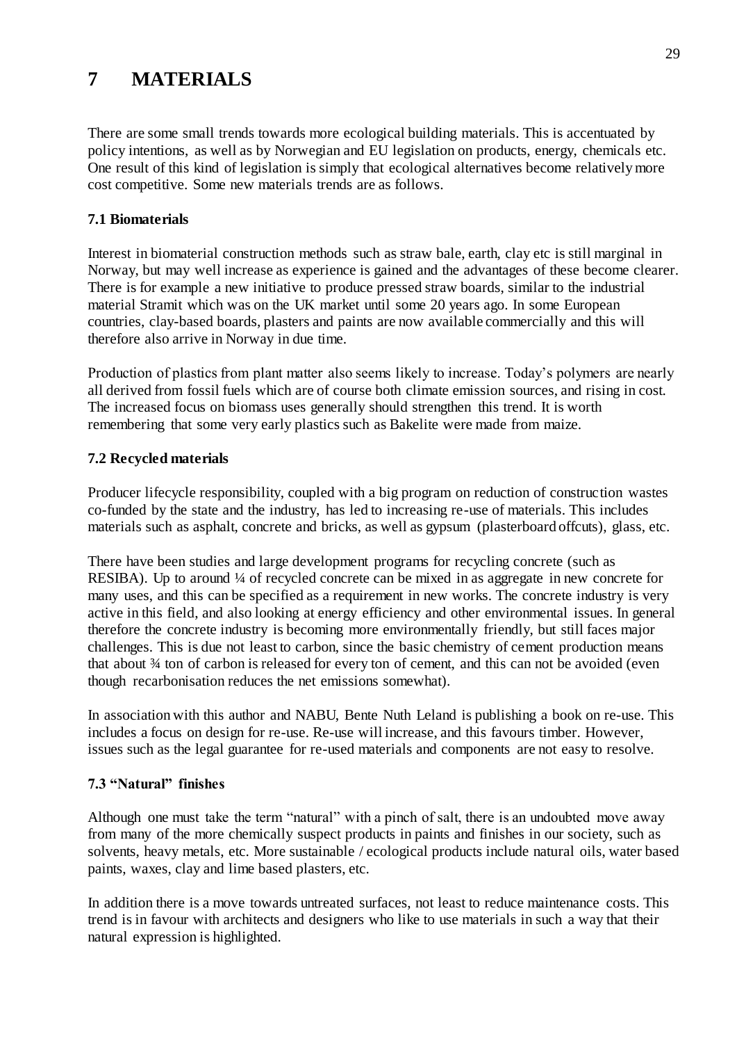# 7 MATERIALS

There are some small trends towards more ecological building materials. This is accentuated by policy intentions, as well as by Norwegian and EU legislation on products, energy, chemicals etc. One result of this kind of legislation is simply that ecological alternatives become relatively more cost competitive. Some new materials trends are as follows.

### 7.1 Biomaterials

Interest in biomaterial construction methods such as straw bale, earth, clay etc is still marginal in Norway, but may well increase as experience is gained and the advantages of these become clearer. There is for example a new initiative to produce pressed straw boards, similar to the industrial material Stramit which was on the UK market until some 20 years ago. In some European countries, clay-based boards, plasters and paints are now available commercially and this will therefore also arrive in Norway in due time.

Production of plastics from plant matter also seems likely to increase. Today's polymers are nearly all derived from fossil fuels which are of course both climate emission sources, and rising in cost. The increased focus on biomass uses generally should strengthen this trend. It is worth remembering that some very early plastics such as Bakelite were made from maize.

### 7.2 Recycled materials

Producer lifecycle responsibility, coupled with a big program on reduction of construction wastes co-funded by the state and the industry, has led to increasing re-use of materials. This includes materials such as asphalt, concrete and bricks, as well as gypsum (plasterboard offcuts), glass, etc.

There have been studies and large development programs for recycling concrete (such as RESIBA). Up to around ¼ of recycled concrete can be mixed in as aggregate in new concrete for many uses, and this can be specified as a requirement in new works. The concrete industry is very active in this field, and also looking at energy efficiency and other environmental issues. In general therefore the concrete industry is becoming more environmentally friendly, but still faces major challenges. This is due not least to carbon, since the basic chemistry of cement production means that about ¾ ton of carbon is released for every ton of cement, and this can not be avoided (even though recarbonisation reduces the net emissions somewhat).

In association with this author and NABU, Bente Nuth Leland is publishing a book on re-use. This includes a focus on design for re-use. Re-use will increase, and this favours timber. However, issues such as the legal guarantee for re-used materials and components are not easy to resolve.

### 7.3 "Natural" finishes

Although one must take the term "natural" with a pinch of salt, there is an undoubted move away from many of the more chemically suspect products in paints and finishes in our society, such as solvents, heavy metals, etc. More sustainable / ecological products include natural oils, water based paints, waxes, clay and lime based plasters, etc.

In addition there is a move towards untreated surfaces, not least to reduce maintenance costs. This trend is in favour with architects and designers who like to use materials in such a way that their natural expression is highlighted.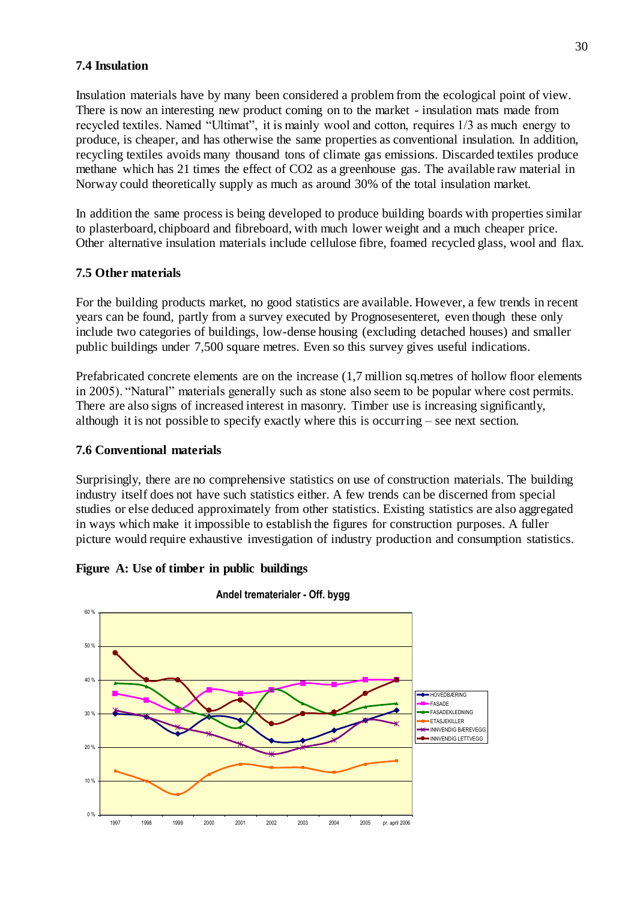### 7.4 Insulation

Insulation materials have by many been considered a problem from the ecological point of view. There is now an interesting new product coming on to the market - insulation mats made from recycled textiles. Named "Ultimat", it is mainly wool and cotton, requires 1/3 as much energy to produce, is cheaper, and has otherwise the same properties as conventional insulation. In addition, recycling textiles avoids many thousand tons of climate gas emissions. Discarded textiles produce methane which has 21 times the effect of $CO_2$ as a greenhouse gas. The available raw material in Norway could theoretically supply as much as around 30% of the total insulation market.

In addition the same process is being developed to produce building boards with properties similar to plasterboard, chipboard and fibreboard, with much lower weight and a much cheaper price. Other alternative insulation materials include cellulose fibre, foamed recycled glass, wool and flax.

### 7.5 Other materials

For the building products market, no good statistics are available. However, a few trends in recent years can be found, partly from a survey executed by Prognosesenteret, even though these only include two categories of buildings, low-dense housing (excluding detached houses) and smaller public buildings under 7,500 square metres. Even so this survey gives useful indications.

Prefabricated concrete elements are on the increase (1,7 million sq.metres of hollow floor elements in 2005). "Natural" materials generally such as stone also seem to be popular where cost permits. There are also signs of increased interest in masonry. Timber use is increasing significantly, although it is not possible to specify exactly where this is occurring – see next section.

### 7.6 Conventional materials

Surprisingly, there are no comprehensive statistics on use of construction materials. The building industry itself does not have such statistics either. A few trends can be discerned from special studies or else deduced approximately from other statistics. Existing statistics are also aggregated in ways which make it impossible to establish the figures for construction purposes. A fuller picture would require exhaustive investigation of industry production and consumption statistics.

**Figure A: Use of timber in public buildings**

Andel trematerialer - Off. bygg

| Year | HOVEDBÆRING | FASADE | FASADEKLEDNING | ETASJEKILLER | INNVENDIG BÆREVEGG | INNVENDIG LETTVEGG |
|---|---|---|---|---|---|---|
| 1997 | 30 % | 36 % | 39 % | 13 % | 31 % | 48 % |
| 1998 | 29 % | 34 % | 38 % | 10 % | 29 % | 40 % |
| 1999 | 24 % | 31 % | 32 % | 6 % | 26 % | 40 % |
| 2000 | 29 % | 37 % | 29 % | 12 % | 24 % | 31 % |
| 2001 | 28 % | 36 % | 26 % | 15 % | 21 % | 34 % |
| 2002 | 22 % | 37 % | 37 % | 14 % | 18 % | 27 % |
| 2003 | 22 % | 39 % | 33 % | 14 % | 20 % | 30 % |
| 2004 | 25 % | 38.5 % | 29.5 % | 12.5 % | 22 % | 30.5 % |
| 2005 | 28 % | 40 % | 32 % | 15 % | 28 % | 36 % |
| pr. april 2006 | 31 % | 40 % | 33 % | 16 % | 27 % | 40 % |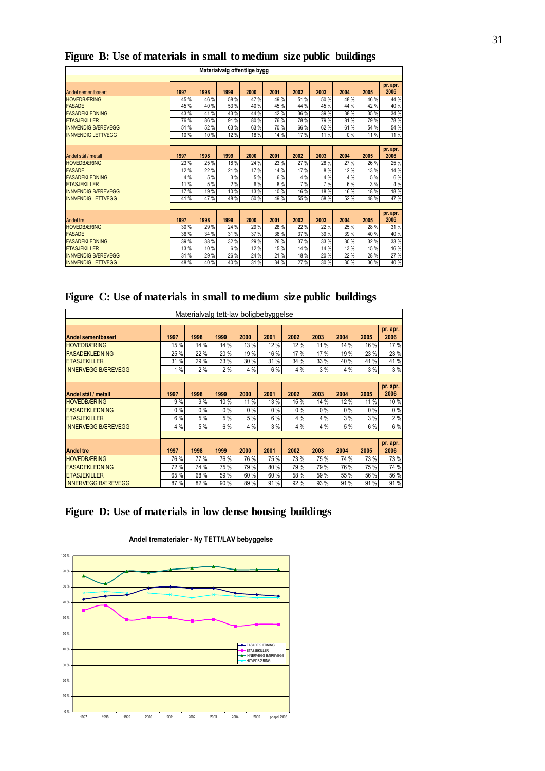# Figure B: Use of materials in small to medium size public buildings

| Materialvalg offentlige bygg | | | | | | | | | | |
|---|---|---|---|---|---|---|---|---|---|---|
| **Andel sementbasert** | **1997** | **1998** | **1999** | **2000** | **2001** | **2002** | **2003** | **2004** | **2005** | **pr. apr. 2006** |
| HOVEDBÆRING | 45 % | 46 % | 58 % | 47 % | 49 % | 51 % | 50 % | 48 % | 46 % | 44 % |
| FASADE | 45 % | 40 % | 53 % | 40 % | 45 % | 44 % | 45 % | 44 % | 42 % | 40 % |
| FASADEKLEDNING | 43 % | 41 % | 43 % | 44 % | 42 % | 36 % | 39 % | 38 % | 35 % | 34 % |
| ETASJEKILLER | 76 % | 86 % | 91 % | 80 % | 76 % | 78 % | 79 % | 81 % | 79 % | 78 % |
| INNVENDIG BÆREVEGG | 51 % | 52 % | 63 % | 63 % | 70 % | 66 % | 62 % | 61 % | 54 % | 54 % |
| INNVENDIG LETTVEGG | 10 % | 10 % | 12 % | 18 % | 14 % | 17 % | 11 % | 0 % | 11 % | 11 % |
| **Andel stål / metall** | **1997** | **1998** | **1999** | **2000** | **2001** | **2002** | **2003** | **2004** | **2005** | **pr. apr. 2006** |
| HOVEDBÆRING | 23 % | 25 % | 18 % | 24 % | 23 % | 27 % | 28 % | 27 % | 26 % | 25 % |
| FASADE | 12 % | 22 % | 21 % | 17 % | 14 % | 17 % | 8 % | 12 % | 13 % | 14 % |
| FASADEKLEDNING | 4 % | 5 % | 3 % | 5 % | 6 % | 4 % | 4 % | 4 % | 5 % | 6 % |
| ETASJEKILLER | 11 % | 5 % | 2 % | 6 % | 8 % | 7 % | 7 % | 6 % | 3 % | 4 % |
| INNVENDIG BÆREVEGG | 17 % | 19 % | 10 % | 13 % | 10 % | 16 % | 18 % | 16 % | 18 % | 18 % |
| INNVENDIG LETTVEGG | 41 % | 47 % | 48 % | 50 % | 49 % | 55 % | 58 % | 52 % | 48 % | 47 % |
| **Andel tre** | **1997** | **1998** | **1999** | **2000** | **2001** | **2002** | **2003** | **2004** | **2005** | **pr. apr. 2006** |
| HOVEDBÆRING | 30 % | 29 % | 24 % | 29 % | 28 % | 22 % | 22 % | 25 % | 28 % | 31 % |
| FASADE | 36 % | 34 % | 31 % | 37 % | 36 % | 37 % | 39 % | 39 % | 40 % | 40 % |
| FASADEKLEDNING | 39 % | 38 % | 32 % | 29 % | 26 % | 37 % | 33 % | 30 % | 32 % | 33 % |
| ETASJEKILLER | 13 % | 10 % | 6 % | 12 % | 15 % | 14 % | 14 % | 13 % | 15 % | 16 % |
| INNVENDIG BÆREVEGG | 31 % | 29 % | 26 % | 24 % | 21 % | 18 % | 20 % | 22 % | 28 % | 27 % |
| INNVENDIG LETTVEGG | 48 % | 40 % | 40 % | 31 % | 34 % | 27 % | 30 % | 30 % | 36 % | 40 % |

# Figure C: Use of materials in small to medium size public buildings

| Materialvalg tett-lav boligbebyggelse | | | | | | | | | | |
|---|---|---|---|---|---|---|---|---|---|---|
| **Andel sementbasert** | **1997** | **1998** | **1999** | **2000** | **2001** | **2002** | **2003** | **2004** | **2005** | **pr. apr. 2006** |
| HOVEDBÆRING | 15 % | 14 % | 14 % | 13 % | 12 % | 12 % | 11 % | 14 % | 16 % | 17 % |
| FASADEKLEDNING | 25 % | 22 % | 20 % | 19 % | 16 % | 17 % | 17 % | 19 % | 23 % | 23 % |
| ETASJEKILLER | 31 % | 29 % | 33 % | 30 % | 31 % | 34 % | 33 % | 40 % | 41 % | 41 % |
| INNERVEGG BÆREVEGG | 1 % | 2 % | 2 % | 4 % | 6 % | 4 % | 3 % | 4 % | 3 % | 3 % |
| **Andel stål / metall** | **1997** | **1998** | **1999** | **2000** | **2001** | **2002** | **2003** | **2004** | **2005** | **pr. apr. 2006** |
| HOVEDBÆRING | 9 % | 9 % | 10 % | 11 % | 13 % | 15 % | 14 % | 12 % | 11 % | 10 % |
| FASADEKLEDNING | 0 % | 0 % | 0 % | 0 % | 0 % | 0 % | 0 % | 0 % | 0 % | 0 % |
| ETASJEKILLER | 6 % | 5 % | 5 % | 5 % | 6 % | 4 % | 4 % | 3 % | 3 % | 2 % |
| INNERVEGG BÆREVEGG | 4 % | 5 % | 6 % | 4 % | 3 % | 4 % | 4 % | 5 % | 6 % | 6 % |
| **Andel tre** | **1997** | **1998** | **1999** | **2000** | **2001** | **2002** | **2003** | **2004** | **2005** | **pr. apr. 2006** |
| HOVEDBÆRING | 76 % | 77 % | 76 % | 76 % | 75 % | 73 % | 75 % | 74 % | 73 % | 73 % |
| FASADEKLEDNING | 72 % | 74 % | 75 % | 79 % | 80 % | 79 % | 79 % | 76 % | 75 % | 74 % |
| ETASJEKILLER | 65 % | 68 % | 59 % | 60 % | 60 % | 58 % | 59 % | 55 % | 56 % | 56 % |
| INNERVEGG BÆREVEGG | 87 % | 82 % | 90 % | 89 % | 91 % | 92 % | 93 % | 91 % | 91 % | 91 % |

# Figure D: Use of materials in low dense housing buildings

**Andel trematerialer - Ny TETT/LAV bebyggelse**

Legend: FASADEKLEDNING, ETASJEKILLER, INNERVEGG BÆREVEGG, HOVEDBÆRING

X-axis: 1997, 1998, 1999, 2000, 2001, 2002, 2003, 2004, 2005, pr april 2006

Y-axis: 0 % – 100 %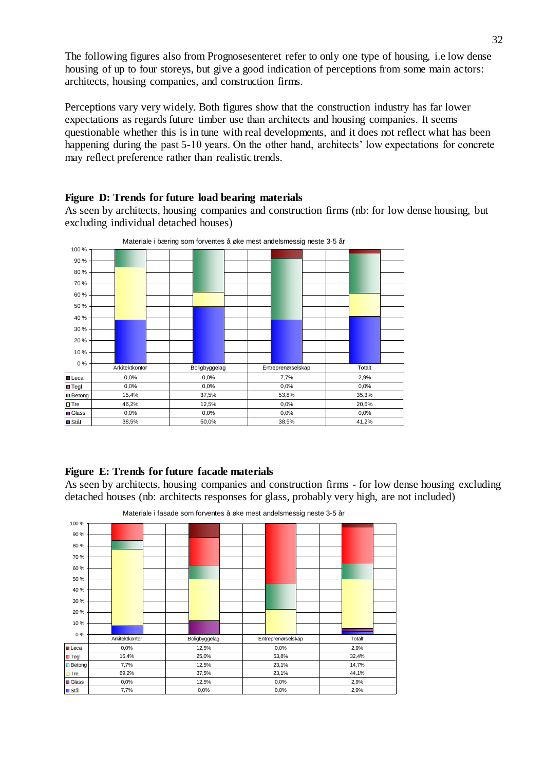The following figures also from Prognosesenteret refer to only one type of housing, i.e low dense housing of up to four storeys, but give a good indication of perceptions from some main actors: architects, housing companies, and construction firms.

Perceptions vary very widely. Both figures show that the construction industry has far lower expectations as regards future timber use than architects and housing companies. It seems questionable whether this is in tune with real developments, and it does not reflect what has been happening during the past 5-10 years. On the other hand, architects' low expectations for concrete may reflect preference rather than realistic trends.

**Figure D: Trends for future load bearing materials**

As seen by architects, housing companies and construction firms (nb: for low dense housing, but excluding individual detached houses)

Materiale i bæring som forventes å øke mest andelsmessig neste 3-5 år

| | Arkitektkontor | Boligbyggelag | Entreprenørselskap | Totalt |
|---|---|---|---|---|
| Leca | 0,0% | 0,0% | 7,7% | 2,9% |
| Tegl | 0,0% | 0,0% | 0,0% | 0,0% |
| Betong | 15,4% | 37,5% | 53,8% | 35,3% |
| Tre | 46,2% | 12,5% | 0,0% | 20,6% |
| Glass | 0,0% | 0,0% | 0,0% | 0,0% |
| Stål | 38,5% | 50,0% | 38,5% | 41,2% |

**Figure E: Trends for future facade materials**

As seen by architects, housing companies and construction firms - for low dense housing excluding detached houses (nb: architects responses for glass, probably very high, are not included)

Materiale i fasade som forventes å øke mest andelsmessig neste 3-5 år

| | Arkitektkontor | Boligbyggelag | Entreprenørselskap | Totalt |
|---|---|---|---|---|
| Leca | 0,0% | 12,5% | 0,0% | 2,9% |
| Tegl | 15,4% | 25,0% | 53,8% | 32,4% |
| Betong | 7,7% | 12,5% | 23,1% | 14,7% |
| Tre | 69,2% | 37,5% | 23,1% | 44,1% |
| Glass | 0,0% | 12,5% | 0,0% | 2,9% |
| Stål | 7,7% | 0,0% | 0,0% | 2,9% |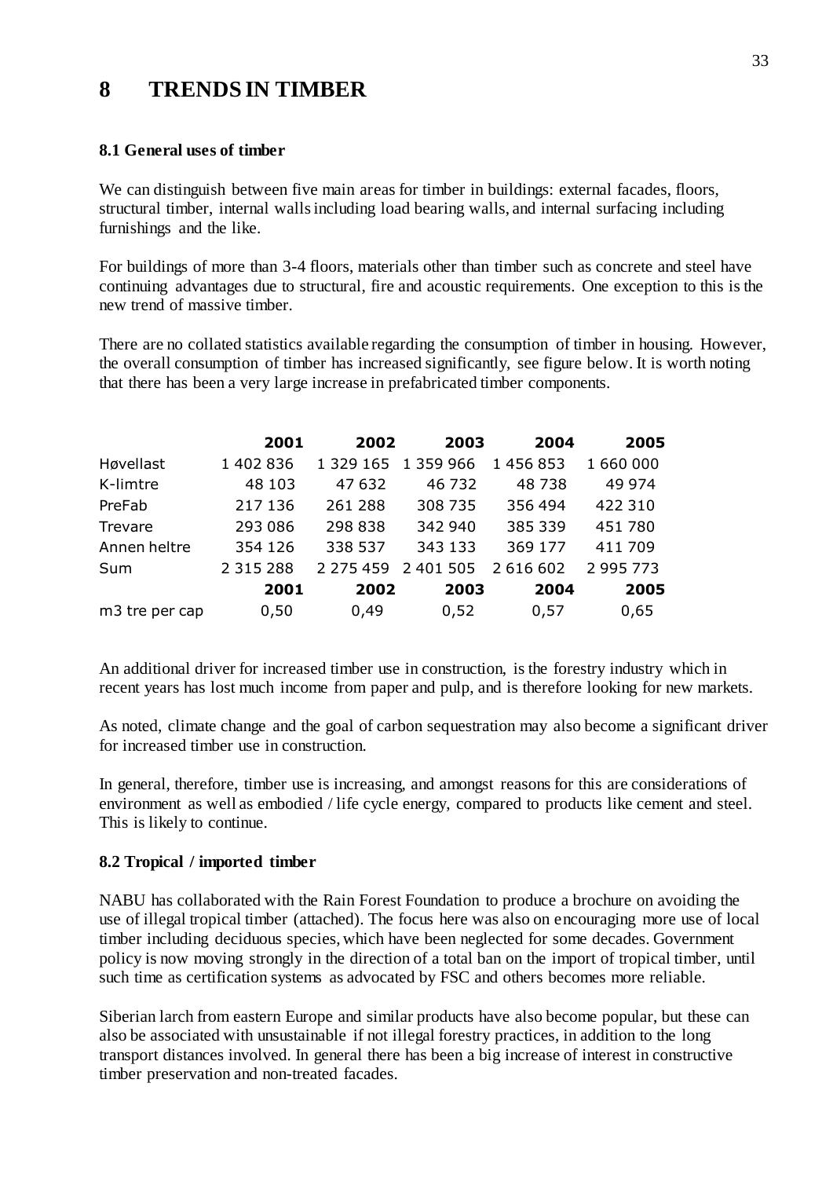# 8 TRENDS IN TIMBER

### 8.1 General uses of timber

We can distinguish between five main areas for timber in buildings: external facades, floors, structural timber, internal walls including load bearing walls, and internal surfacing including furnishings and the like.

For buildings of more than 3-4 floors, materials other than timber such as concrete and steel have continuing advantages due to structural, fire and acoustic requirements. One exception to this is the new trend of massive timber.

There are no collated statistics available regarding the consumption of timber in housing. However, the overall consumption of timber has increased significantly, see figure below. It is worth noting that there has been a very large increase in prefabricated timber components.

| | **2001** | **2002** | **2003** | **2004** | **2005** |
|---|---|---|---|---|---|
| Høvellast | 1 402 836 | 1 329 165 | 1 359 966 | 1 456 853 | 1 660 000 |
| K-limtre | 48 103 | 47 632 | 46 732 | 48 738 | 49 974 |
| PreFab | 217 136 | 261 288 | 308 735 | 356 494 | 422 310 |
| Trevare | 293 086 | 298 838 | 342 940 | 385 339 | 451 780 |
| Annen heltre | 354 126 | 338 537 | 343 133 | 369 177 | 411 709 |
| Sum | 2 315 288 | 2 275 459 | 2 401 505 | 2 616 602 | 2 995 773 |
| | **2001** | **2002** | **2003** | **2004** | **2005** |
| m3 tre per cap | 0,50 | 0,49 | 0,52 | 0,57 | 0,65 |

An additional driver for increased timber use in construction, is the forestry industry which in recent years has lost much income from paper and pulp, and is therefore looking for new markets.

As noted, climate change and the goal of carbon sequestration may also become a significant driver for increased timber use in construction.

In general, therefore, timber use is increasing, and amongst reasons for this are considerations of environment as well as embodied / life cycle energy, compared to products like cement and steel. This is likely to continue.

### 8.2 Tropical / imported timber

NABU has collaborated with the Rain Forest Foundation to produce a brochure on avoiding the use of illegal tropical timber (attached). The focus here was also on encouraging more use of local timber including deciduous species, which have been neglected for some decades. Government policy is now moving strongly in the direction of a total ban on the import of tropical timber, until such time as certification systems as advocated by FSC and others becomes more reliable.

Siberian larch from eastern Europe and similar products have also become popular, but these can also be associated with unsustainable if not illegal forestry practices, in addition to the long transport distances involved. In general there has been a big increase of interest in constructive timber preservation and non-treated facades.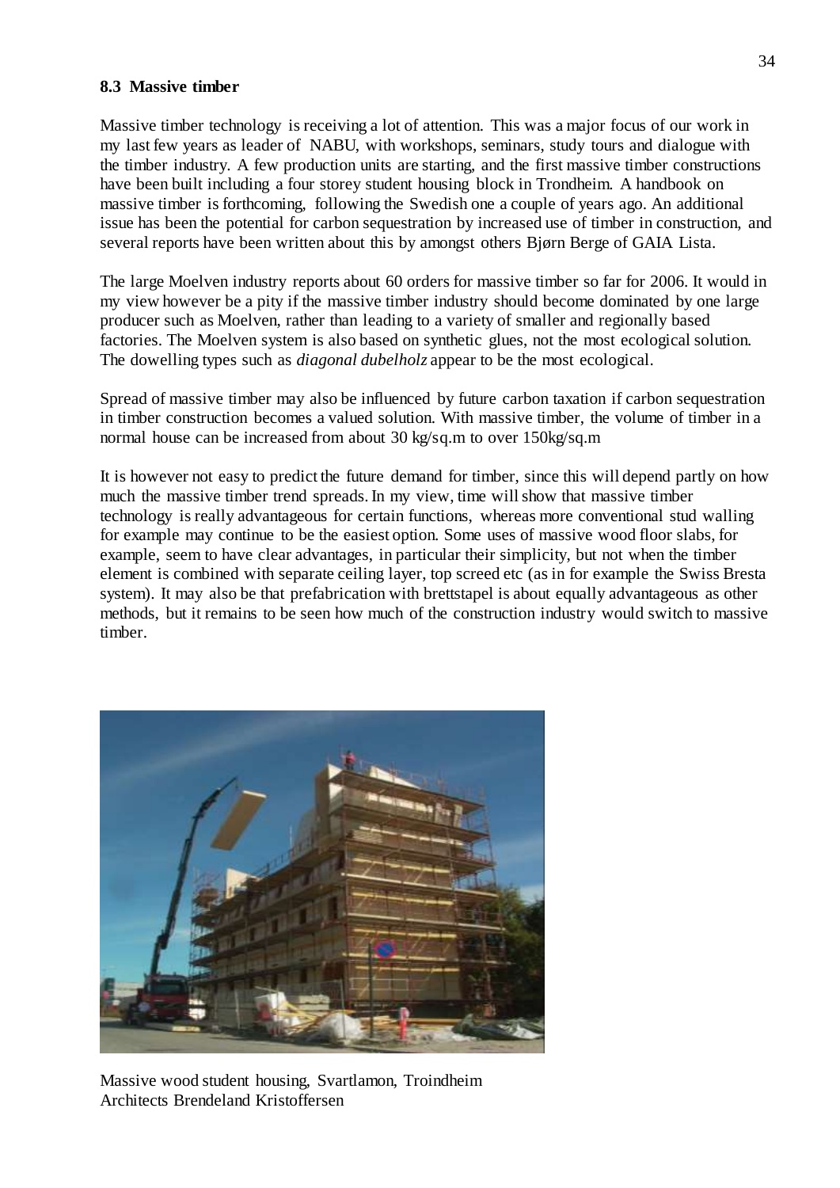### 8.3 Massive timber

Massive timber technology is receiving a lot of attention. This was a major focus of our work in my last few years as leader of NABU, with workshops, seminars, study tours and dialogue with the timber industry. A few production units are starting, and the first massive timber constructions have been built including a four storey student housing block in Trondheim. A handbook on massive timber is forthcoming, following the Swedish one a couple of years ago. An additional issue has been the potential for carbon sequestration by increased use of timber in construction, and several reports have been written about this by amongst others Bjørn Berge of GAIA Lista.

The large Moelven industry reports about 60 orders for massive timber so far for 2006. It would in my view however be a pity if the massive timber industry should become dominated by one large producer such as Moelven, rather than leading to a variety of smaller and regionally based factories. The Moelven system is also based on synthetic glues, not the most ecological solution. The dowelling types such as *diagonal dubelholz* appear to be the most ecological.

Spread of massive timber may also be influenced by future carbon taxation if carbon sequestration in timber construction becomes a valued solution. With massive timber, the volume of timber in a normal house can be increased from about 30 kg/sq.m to over 150kg/sq.m

It is however not easy to predict the future demand for timber, since this will depend partly on how much the massive timber trend spreads. In my view, time will show that massive timber technology is really advantageous for certain functions, whereas more conventional stud walling for example may continue to be the easiest option. Some uses of massive wood floor slabs, for example, seem to have clear advantages, in particular their simplicity, but not when the timber element is combined with separate ceiling layer, top screed etc (as in for example the Swiss Bresta system). It may also be that prefabrication with brettstapel is about equally advantageous as other methods, but it remains to be seen how much of the construction industry would switch to massive timber.

Massive wood student housing, Svartlamon, Troindheim
Architects Brendeland Kristoffersen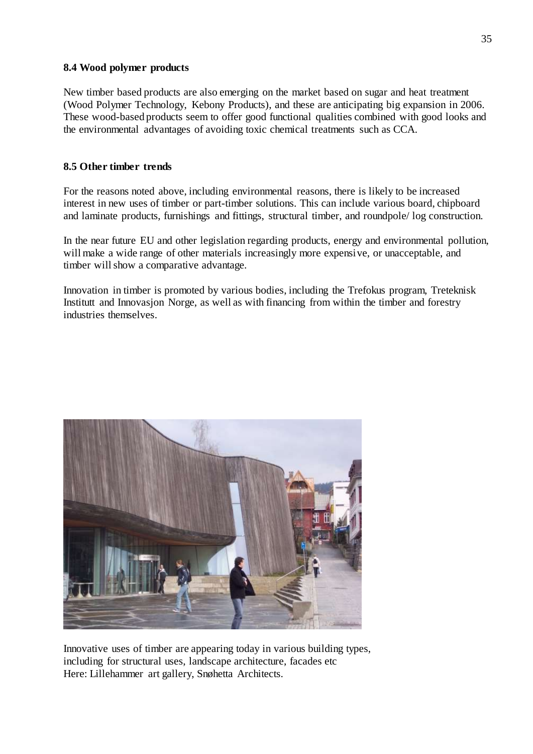### 8.4 Wood polymer products

New timber based products are also emerging on the market based on sugar and heat treatment (Wood Polymer Technology, Kebony Products), and these are anticipating big expansion in 2006. These wood-based products seem to offer good functional qualities combined with good looks and the environmental advantages of avoiding toxic chemical treatments such as CCA.

### 8.5 Other timber trends

For the reasons noted above, including environmental reasons, there is likely to be increased interest in new uses of timber or part-timber solutions. This can include various board, chipboard and laminate products, furnishings and fittings, structural timber, and roundpole/ log construction.

In the near future EU and other legislation regarding products, energy and environmental pollution, will make a wide range of other materials increasingly more expensive, or unacceptable, and timber will show a comparative advantage.

Innovation in timber is promoted by various bodies, including the Trefokus program, Treteknisk Institutt and Innovasjon Norge, as well as with financing from within the timber and forestry industries themselves.

Innovative uses of timber are appearing today in various building types, including for structural uses, landscape architecture, facades etc
Here: Lillehammer art gallery, Snøhetta Architects.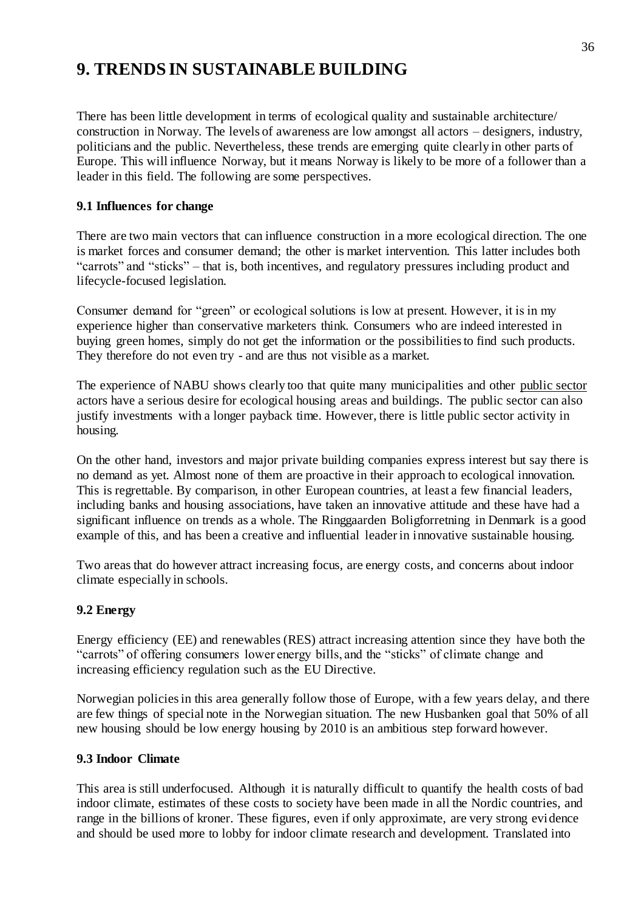# 9. TRENDS IN SUSTAINABLE BUILDING

There has been little development in terms of ecological quality and sustainable architecture/ construction in Norway. The levels of awareness are low amongst all actors – designers, industry, politicians and the public. Nevertheless, these trends are emerging quite clearly in other parts of Europe. This will influence Norway, but it means Norway is likely to be more of a follower than a leader in this field. The following are some perspectives.

### 9.1 Influences for change

There are two main vectors that can influence construction in a more ecological direction. The one is market forces and consumer demand; the other is market intervention. This latter includes both "carrots" and "sticks" – that is, both incentives, and regulatory pressures including product and lifecycle-focused legislation.

Consumer demand for "green" or ecological solutions is low at present. However, it is in my experience higher than conservative marketers think. Consumers who are indeed interested in buying green homes, simply do not get the information or the possibilities to find such products. They therefore do not even try - and are thus not visible as a market.

The experience of NABU shows clearly too that quite many municipalities and other public sector actors have a serious desire for ecological housing areas and buildings. The public sector can also justify investments with a longer payback time. However, there is little public sector activity in housing.

On the other hand, investors and major private building companies express interest but say there is no demand as yet. Almost none of them are proactive in their approach to ecological innovation. This is regrettable. By comparison, in other European countries, at least a few financial leaders, including banks and housing associations, have taken an innovative attitude and these have had a significant influence on trends as a whole. The Ringgaarden Boligforretning in Denmark is a good example of this, and has been a creative and influential leader in innovative sustainable housing.

Two areas that do however attract increasing focus, are energy costs, and concerns about indoor climate especially in schools.

### 9.2 Energy

Energy efficiency (EE) and renewables (RES) attract increasing attention since they have both the "carrots" of offering consumers lower energy bills, and the "sticks" of climate change and increasing efficiency regulation such as the EU Directive.

Norwegian policies in this area generally follow those of Europe, with a few years delay, and there are few things of special note in the Norwegian situation. The new Husbanken goal that 50% of all new housing should be low energy housing by 2010 is an ambitious step forward however.

### 9.3 Indoor Climate

This area is still underfocused. Although it is naturally difficult to quantify the health costs of bad indoor climate, estimates of these costs to society have been made in all the Nordic countries, and range in the billions of kroner. These figures, even if only approximate, are very strong evidence and should be used more to lobby for indoor climate research and development. Translated into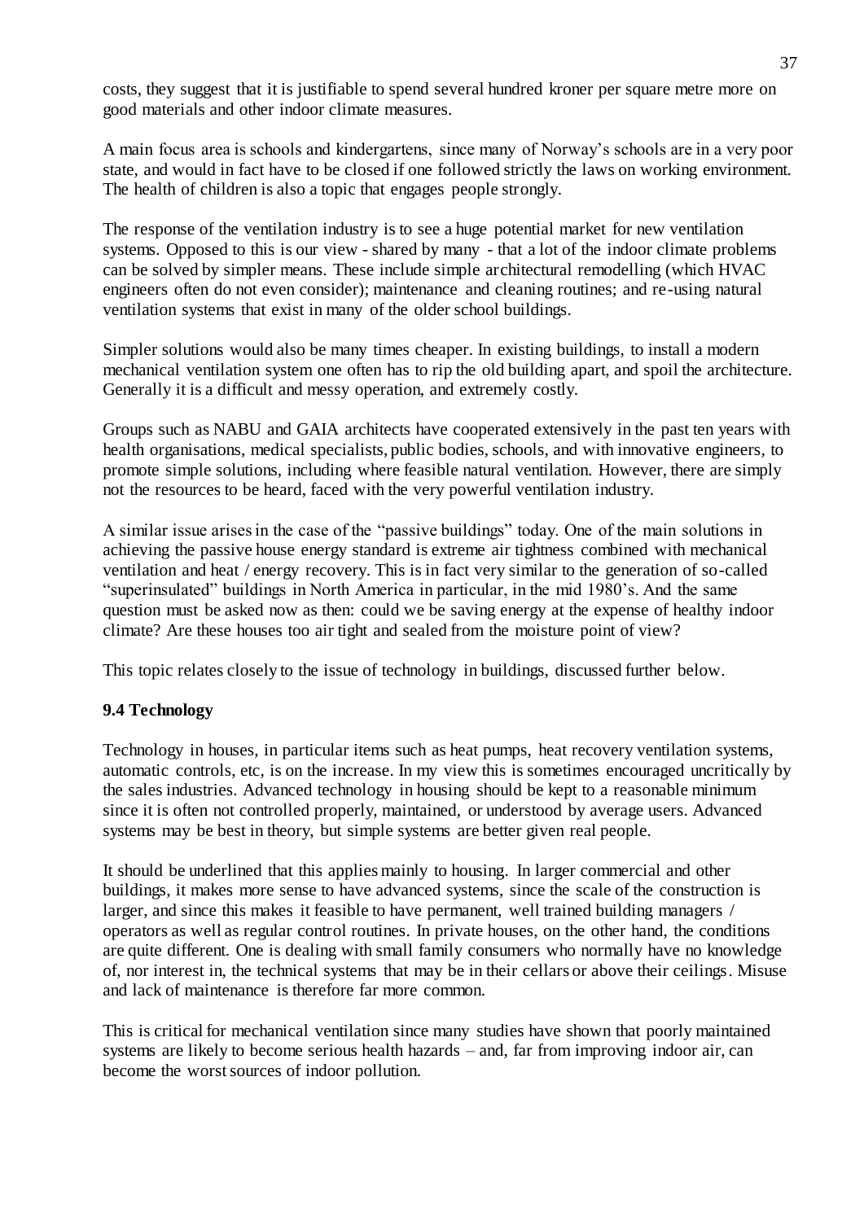costs, they suggest that it is justifiable to spend several hundred kroner per square metre more on good materials and other indoor climate measures.

A main focus area is schools and kindergartens, since many of Norway's schools are in a very poor state, and would in fact have to be closed if one followed strictly the laws on working environment. The health of children is also a topic that engages people strongly.

The response of the ventilation industry is to see a huge potential market for new ventilation systems. Opposed to this is our view - shared by many - that a lot of the indoor climate problems can be solved by simpler means. These include simple architectural remodelling (which HVAC engineers often do not even consider); maintenance and cleaning routines; and re-using natural ventilation systems that exist in many of the older school buildings.

Simpler solutions would also be many times cheaper. In existing buildings, to install a modern mechanical ventilation system one often has to rip the old building apart, and spoil the architecture. Generally it is a difficult and messy operation, and extremely costly.

Groups such as NABU and GAIA architects have cooperated extensively in the past ten years with health organisations, medical specialists, public bodies, schools, and with innovative engineers, to promote simple solutions, including where feasible natural ventilation. However, there are simply not the resources to be heard, faced with the very powerful ventilation industry.

A similar issue arises in the case of the "passive buildings" today. One of the main solutions in achieving the passive house energy standard is extreme air tightness combined with mechanical ventilation and heat / energy recovery. This is in fact very similar to the generation of so-called "superinsulated" buildings in North America in particular, in the mid 1980's. And the same question must be asked now as then: could we be saving energy at the expense of healthy indoor climate? Are these houses too air tight and sealed from the moisture point of view?

This topic relates closely to the issue of technology in buildings, discussed further below.

### 9.4 Technology

Technology in houses, in particular items such as heat pumps, heat recovery ventilation systems, automatic controls, etc, is on the increase. In my view this is sometimes encouraged uncritically by the sales industries. Advanced technology in housing should be kept to a reasonable minimum since it is often not controlled properly, maintained, or understood by average users. Advanced systems may be best in theory, but simple systems are better given real people.

It should be underlined that this applies mainly to housing. In larger commercial and other buildings, it makes more sense to have advanced systems, since the scale of the construction is larger, and since this makes it feasible to have permanent, well trained building managers / operators as well as regular control routines. In private houses, on the other hand, the conditions are quite different. One is dealing with small family consumers who normally have no knowledge of, nor interest in, the technical systems that may be in their cellars or above their ceilings. Misuse and lack of maintenance is therefore far more common.

This is critical for mechanical ventilation since many studies have shown that poorly maintained systems are likely to become serious health hazards – and, far from improving indoor air, can become the worst sources of indoor pollution.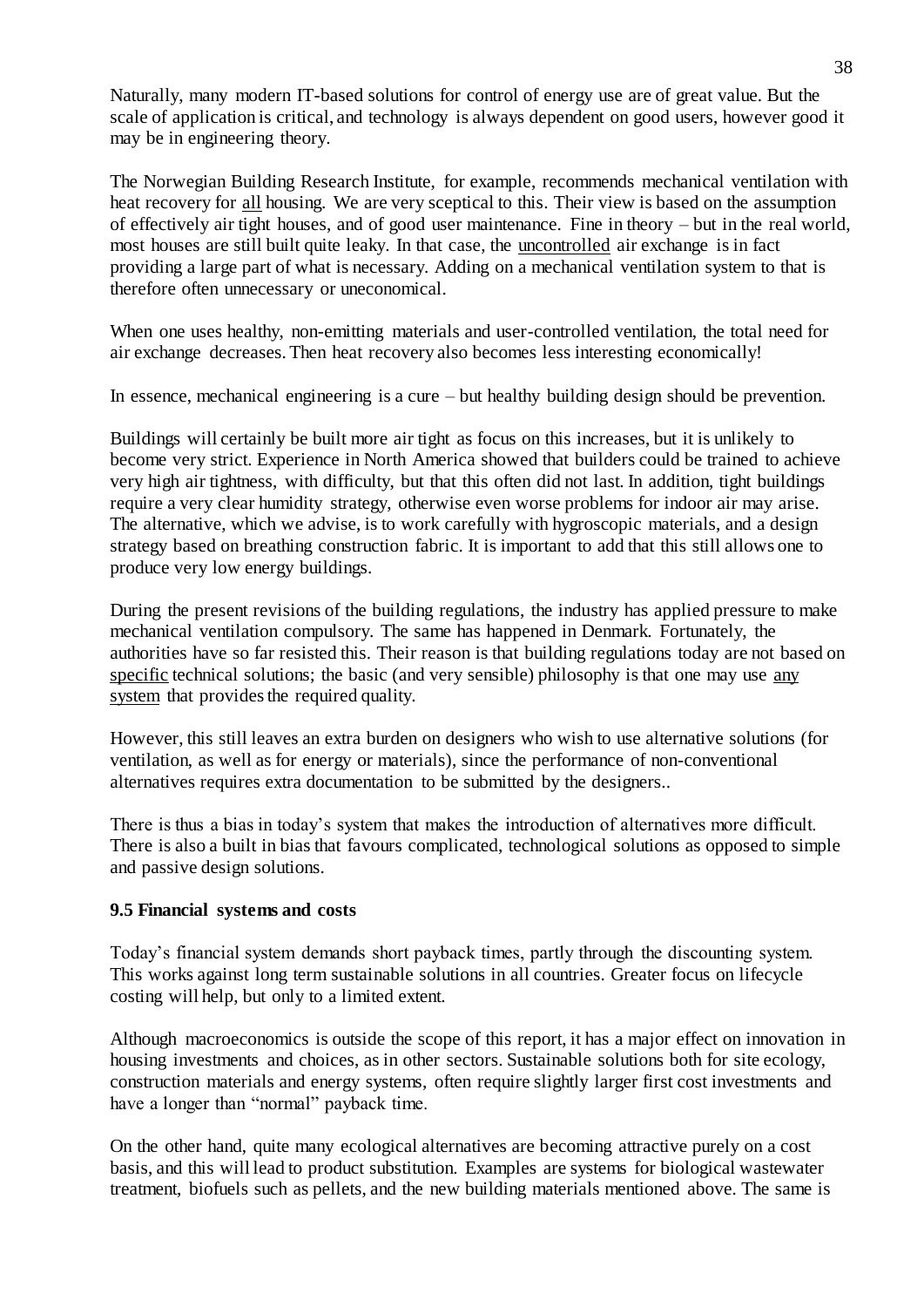Naturally, many modern IT-based solutions for control of energy use are of great value. But the scale of application is critical, and technology is always dependent on good users, however good it may be in engineering theory.

The Norwegian Building Research Institute, for example, recommends mechanical ventilation with heat recovery for <u>all</u> housing. We are very sceptical to this. Their view is based on the assumption of effectively air tight houses, and of good user maintenance. Fine in theory – but in the real world, most houses are still built quite leaky. In that case, the <u>uncontrolled</u> air exchange is in fact providing a large part of what is necessary. Adding on a mechanical ventilation system to that is therefore often unnecessary or uneconomical.

When one uses healthy, non-emitting materials and user-controlled ventilation, the total need for air exchange decreases. Then heat recovery also becomes less interesting economically!

In essence, mechanical engineering is a cure – but healthy building design should be prevention.

Buildings will certainly be built more air tight as focus on this increases, but it is unlikely to become very strict. Experience in North America showed that builders could be trained to achieve very high air tightness, with difficulty, but that this often did not last. In addition, tight buildings require a very clear humidity strategy, otherwise even worse problems for indoor air may arise. The alternative, which we advise, is to work carefully with hygroscopic materials, and a design strategy based on breathing construction fabric. It is important to add that this still allows one to produce very low energy buildings.

During the present revisions of the building regulations, the industry has applied pressure to make mechanical ventilation compulsory. The same has happened in Denmark. Fortunately, the authorities have so far resisted this. Their reason is that building regulations today are not based on <u>specific</u> technical solutions; the basic (and very sensible) philosophy is that one may use <u>any system</u> that provides the required quality.

However, this still leaves an extra burden on designers who wish to use alternative solutions (for ventilation, as well as for energy or materials), since the performance of non-conventional alternatives requires extra documentation to be submitted by the designers..

There is thus a bias in today's system that makes the introduction of alternatives more difficult. There is also a built in bias that favours complicated, technological solutions as opposed to simple and passive design solutions.

### 9.5 Financial systems and costs

Today's financial system demands short payback times, partly through the discounting system. This works against long term sustainable solutions in all countries. Greater focus on lifecycle costing will help, but only to a limited extent.

Although macroeconomics is outside the scope of this report, it has a major effect on innovation in housing investments and choices, as in other sectors. Sustainable solutions both for site ecology, construction materials and energy systems, often require slightly larger first cost investments and have a longer than "normal" payback time.

On the other hand, quite many ecological alternatives are becoming attractive purely on a cost basis, and this will lead to product substitution. Examples are systems for biological wastewater treatment, biofuels such as pellets, and the new building materials mentioned above. The same is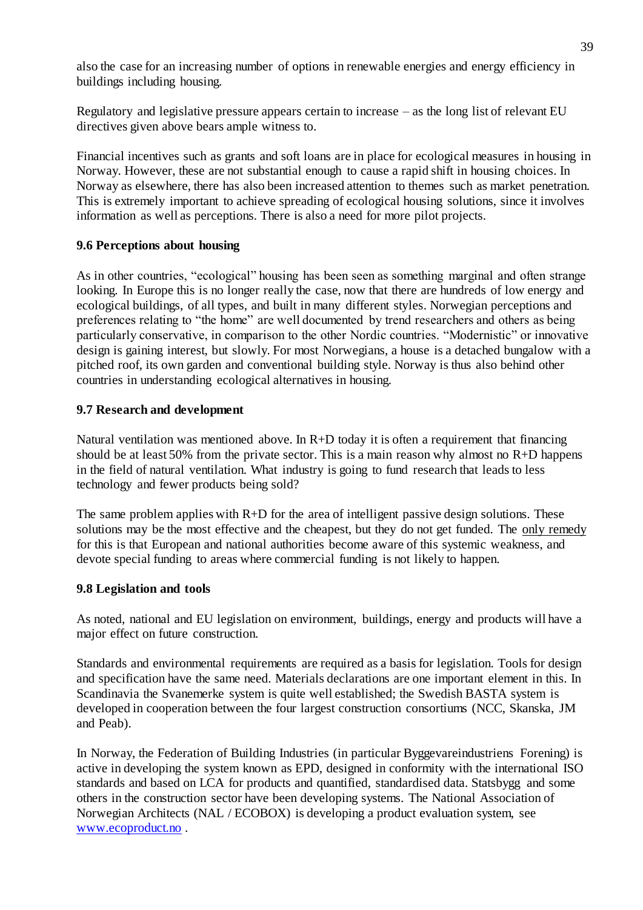also the case for an increasing number of options in renewable energies and energy efficiency in buildings including housing.

Regulatory and legislative pressure appears certain to increase – as the long list of relevant EU directives given above bears ample witness to.

Financial incentives such as grants and soft loans are in place for ecological measures in housing in Norway. However, these are not substantial enough to cause a rapid shift in housing choices. In Norway as elsewhere, there has also been increased attention to themes such as market penetration. This is extremely important to achieve spreading of ecological housing solutions, since it involves information as well as perceptions. There is also a need for more pilot projects.

### 9.6 Perceptions about housing

As in other countries, "ecological" housing has been seen as something marginal and often strange looking. In Europe this is no longer really the case, now that there are hundreds of low energy and ecological buildings, of all types, and built in many different styles. Norwegian perceptions and preferences relating to "the home" are well documented by trend researchers and others as being particularly conservative, in comparison to the other Nordic countries. "Modernistic" or innovative design is gaining interest, but slowly. For most Norwegians, a house is a detached bungalow with a pitched roof, its own garden and conventional building style. Norway is thus also behind other countries in understanding ecological alternatives in housing.

### 9.7 Research and development

Natural ventilation was mentioned above. In R+D today it is often a requirement that financing should be at least 50% from the private sector. This is a main reason why almost no R+D happens in the field of natural ventilation. What industry is going to fund research that leads to less technology and fewer products being sold?

The same problem applies with R+D for the area of intelligent passive design solutions. These solutions may be the most effective and the cheapest, but they do not get funded. The <u>only remedy</u> for this is that European and national authorities become aware of this systemic weakness, and devote special funding to areas where commercial funding is not likely to happen.

### 9.8 Legislation and tools

As noted, national and EU legislation on environment, buildings, energy and products will have a major effect on future construction.

Standards and environmental requirements are required as a basis for legislation. Tools for design and specification have the same need. Materials declarations are one important element in this. In Scandinavia the Svanemerke system is quite well established; the Swedish BASTA system is developed in cooperation between the four largest construction consortiums (NCC, Skanska, JM and Peab).

In Norway, the Federation of Building Industries (in particular Byggevareindustriens Forening) is active in developing the system known as EPD, designed in conformity with the international ISO standards and based on LCA for products and quantified, standardised data. Statsbygg and some others in the construction sector have been developing systems. The National Association of Norwegian Architects (NAL / ECOBOX) is developing a product evaluation system, see [www.ecoproduct.no](http://www.ecoproduct.no) .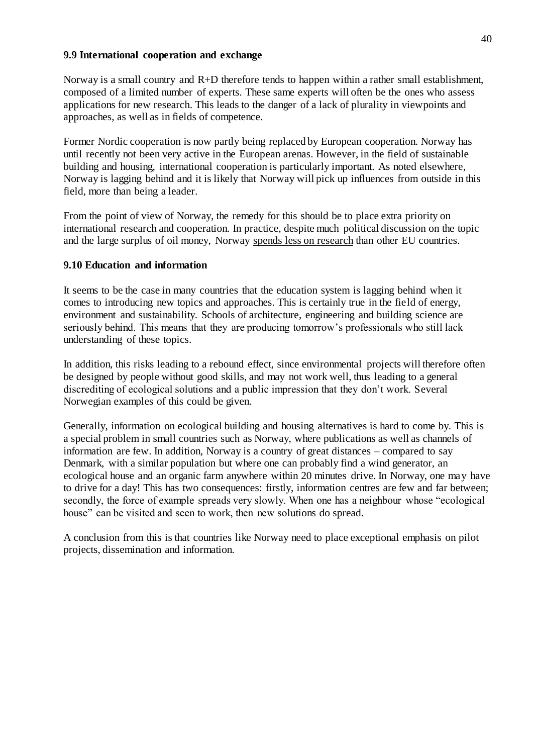### 9.9 International cooperation and exchange

Norway is a small country and R+D therefore tends to happen within a rather small establishment, composed of a limited number of experts. These same experts will often be the ones who assess applications for new research. This leads to the danger of a lack of plurality in viewpoints and approaches, as well as in fields of competence.

Former Nordic cooperation is now partly being replaced by European cooperation. Norway has until recently not been very active in the European arenas. However, in the field of sustainable building and housing, international cooperation is particularly important. As noted elsewhere, Norway is lagging behind and it is likely that Norway will pick up influences from outside in this field, more than being a leader.

From the point of view of Norway, the remedy for this should be to place extra priority on international research and cooperation. In practice, despite much political discussion on the topic and the large surplus of oil money, Norway spends less on research than other EU countries.

### 9.10 Education and information

It seems to be the case in many countries that the education system is lagging behind when it comes to introducing new topics and approaches. This is certainly true in the field of energy, environment and sustainability. Schools of architecture, engineering and building science are seriously behind. This means that they are producing tomorrow's professionals who still lack understanding of these topics.

In addition, this risks leading to a rebound effect, since environmental projects will therefore often be designed by people without good skills, and may not work well, thus leading to a general discrediting of ecological solutions and a public impression that they don't work. Several Norwegian examples of this could be given.

Generally, information on ecological building and housing alternatives is hard to come by. This is a special problem in small countries such as Norway, where publications as well as channels of information are few. In addition, Norway is a country of great distances – compared to say Denmark, with a similar population but where one can probably find a wind generator, an ecological house and an organic farm anywhere within 20 minutes drive. In Norway, one may have to drive for a day! This has two consequences: firstly, information centres are few and far between; secondly, the force of example spreads very slowly. When one has a neighbour whose "ecological house" can be visited and seen to work, then new solutions do spread.

A conclusion from this is that countries like Norway need to place exceptional emphasis on pilot projects, dissemination and information.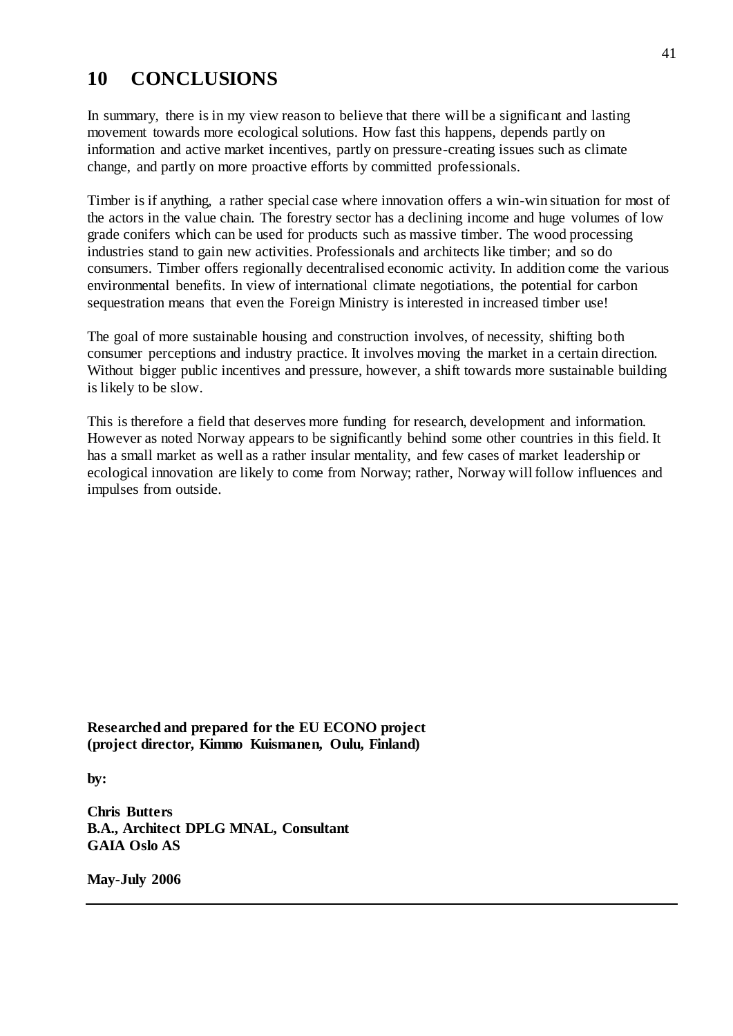# 10 CONCLUSIONS

In summary, there is in my view reason to believe that there will be a significant and lasting movement towards more ecological solutions. How fast this happens, depends partly on information and active market incentives, partly on pressure-creating issues such as climate change, and partly on more proactive efforts by committed professionals.

Timber is if anything, a rather special case where innovation offers a win-win situation for most of the actors in the value chain. The forestry sector has a declining income and huge volumes of low grade conifers which can be used for products such as massive timber. The wood processing industries stand to gain new activities. Professionals and architects like timber; and so do consumers. Timber offers regionally decentralised economic activity. In addition come the various environmental benefits. In view of international climate negotiations, the potential for carbon sequestration means that even the Foreign Ministry is interested in increased timber use!

The goal of more sustainable housing and construction involves, of necessity, shifting both consumer perceptions and industry practice. It involves moving the market in a certain direction. Without bigger public incentives and pressure, however, a shift towards more sustainable building is likely to be slow.

This is therefore a field that deserves more funding for research, development and information. However as noted Norway appears to be significantly behind some other countries in this field. It has a small market as well as a rather insular mentality, and few cases of market leadership or ecological innovation are likely to come from Norway; rather, Norway will follow influences and impulses from outside.

**Researched and prepared for the EU ECONO project**
**(project director, Kimmo Kuismanen, Oulu, Finland)**

**by:**

**Chris Butters**
**B.A., Architect DPLG MNAL, Consultant**
**GAIA Oslo AS**

**May-July 2006**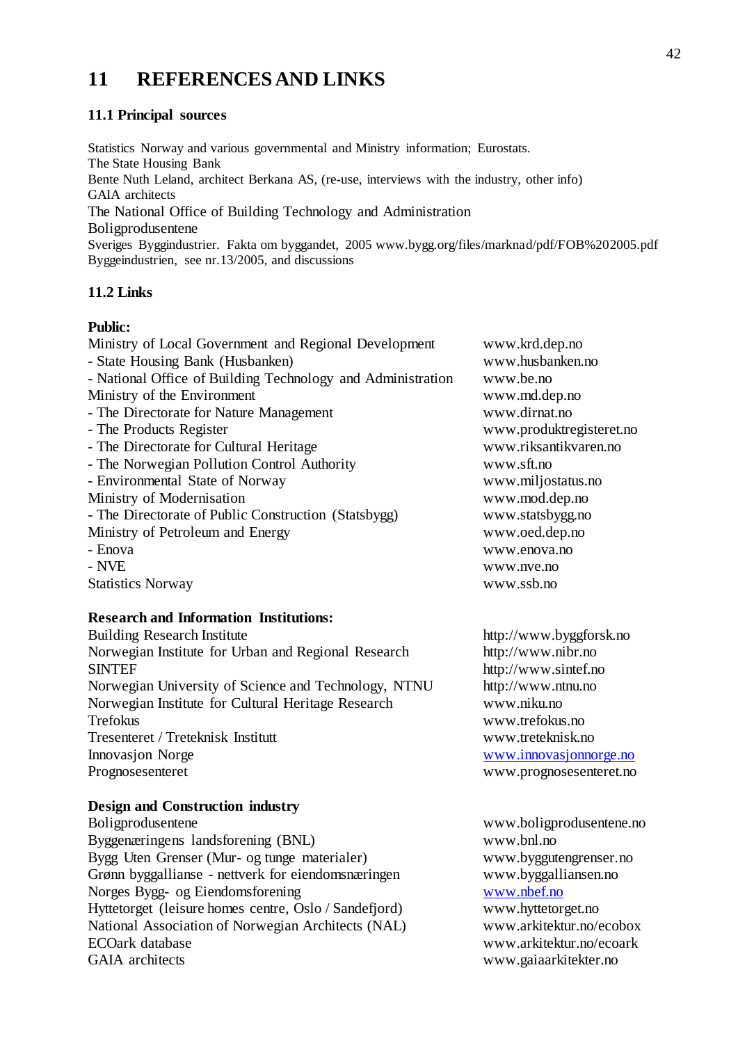# 11 REFERENCES AND LINKS

## 11.1 Principal sources

Statistics Norway and various governmental and Ministry information; Eurostats.
The State Housing Bank
Bente Nuth Leland, architect Berkana AS, (re-use, interviews with the industry, other info)
GAIA architects
The National Office of Building Technology and Administration
Boligprodusentene
Sveriges Byggindustrier. Fakta om byggandet, 2005 www.bygg.org/files/marknad/pdf/FOB%202005.pdf
Byggeindustrien, see nr.13/2005, and discussions

## 11.2 Links

**Public:**

| | |
|---|---|
| Ministry of Local Government and Regional Development | www.krd.dep.no |
| - State Housing Bank (Husbanken) | www.husbanken.no |
| - National Office of Building Technology and Administration | www.be.no |
| Ministry of the Environment | www.md.dep.no |
| - The Directorate for Nature Management | www.dirnat.no |
| - The Products Register | www.produktregisteret.no |
| - The Directorate for Cultural Heritage | www.riksantikvaren.no |
| - The Norwegian Pollution Control Authority | www.sft.no |
| - Environmental State of Norway | www.miljostatus.no |
| Ministry of Modernisation | www.mod.dep.no |
| - The Directorate of Public Construction (Statsbygg) | www.statsbygg.no |
| Ministry of Petroleum and Energy | www.oed.dep.no |
| - Enova | www.enova.no |
| - NVE | www.nve.no |
| Statistics Norway | www.ssb.no |

**Research and Information Institutions:**

| | |
|---|---|
| Building Research Institute | http://www.byggforsk.no |
| Norwegian Institute for Urban and Regional Research | http://www.nibr.no |
| SINTEF | http://www.sintef.no |
| Norwegian University of Science and Technology, NTNU | http://www.ntnu.no |
| Norwegian Institute for Cultural Heritage Research | www.niku.no |
| Trefokus | www.trefokus.no |
| Tresenteret / Treteknisk Institutt | www.treteknisk.no |
| Innovasjon Norge | www.innovasjonnorge.no |
| Prognosesenteret | www.prognosesenteret.no |

**Design and Construction industry**

| | |
|---|---|
| Boligprodusentene | www.boligprodusentene.no |
| Byggenæringens landsforening (BNL) | www.bnl.no |
| Bygg Uten Grenser (Mur- og tunge materialer) | www.byggutengrenser.no |
| Grønn byggallianse - nettverk for eiendomsnæringen | www.byggalliansen.no |
| Norges Bygg- og Eiendomsforening | www.nbef.no |
| Hyttetorget (leisure homes centre, Oslo / Sandefjord) | www.hyttetorget.no |
| National Association of Norwegian Architects (NAL) | www.arkitektur.no/ecobox |
| ECOark database | www.arkitektur.no/ecoark |
| GAIA architects | www.gaiaarkitekter.no |